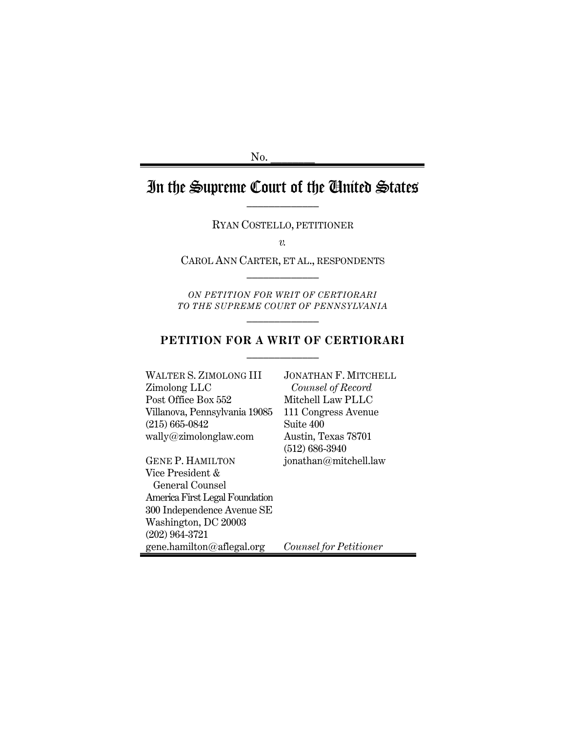No. _______

# In the Supreme Court of the United States

RYAN COSTELLO, PETITIONER

*v.*

CAROL ANN CARTER, ET AL., RESPONDENTS

*ON PETITION FOR WRIT OF CERTIORARI TO THE SUPREME COURT OF PENNSYLVANIA*

## PETITION FOR A WRIT OF CERTIORARI

JONATHAN F. MITCHELL
*Counsel of Record*
Mitchell Law PLLC
111 Congress Avenue
Suite 400
Austin, Texas 78701
(512) 686-3940
jonathan@mitchell.law

WALTER S. ZIMOLONG III
Zimolong LLC
Post Office Box 552
Villanova, Pennsylvania 19085
(215) 665-0842
wally@zimolonglaw.com

GENE P. HAMILTON
Vice President &
General Counsel
America First Legal Foundation
300 Independence Avenue SE
Washington, DC 20003
(202) 964-3721
gene.hamilton@aflegal.org

*Counsel for Petitioner*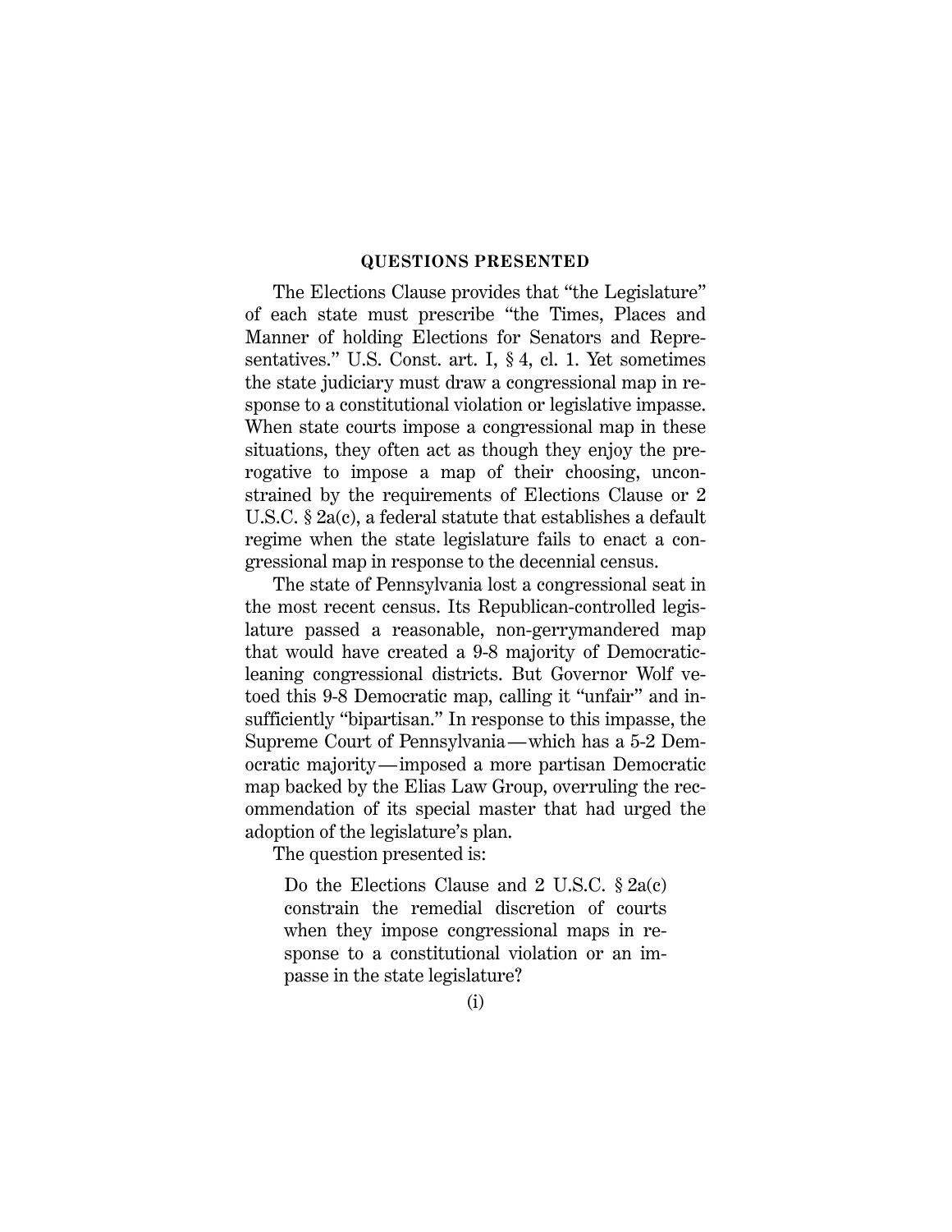## QUESTIONS PRESENTED

The Elections Clause provides that "the Legislature" of each state must prescribe "the Times, Places and Manner of holding Elections for Senators and Representatives." U.S. Const. art. I, § 4, cl. 1. Yet sometimes the state judiciary must draw a congressional map in response to a constitutional violation or legislative impasse. When state courts impose a congressional map in these situations, they often act as though they enjoy the prerogative to impose a map of their choosing, unconstrained by the requirements of Elections Clause or 2 U.S.C. § 2a(c), a federal statute that establishes a default regime when the state legislature fails to enact a congressional map in response to the decennial census.

The state of Pennsylvania lost a congressional seat in the most recent census. Its Republican-controlled legislature passed a reasonable, non-gerrymandered map that would have created a 9-8 majority of Democratic-leaning congressional districts. But Governor Wolf vetoed this 9-8 Democratic map, calling it "unfair" and insufficiently "bipartisan." In response to this impasse, the Supreme Court of Pennsylvania—which has a 5-2 Democratic majority—imposed a more partisan Democratic map backed by the Elias Law Group, overruling the recommendation of its special master that had urged the adoption of the legislature's plan.

The question presented is:

> Do the Elections Clause and 2 U.S.C. § 2a(c) constrain the remedial discretion of courts when they impose congressional maps in response to a constitutional violation or an impasse in the state legislature?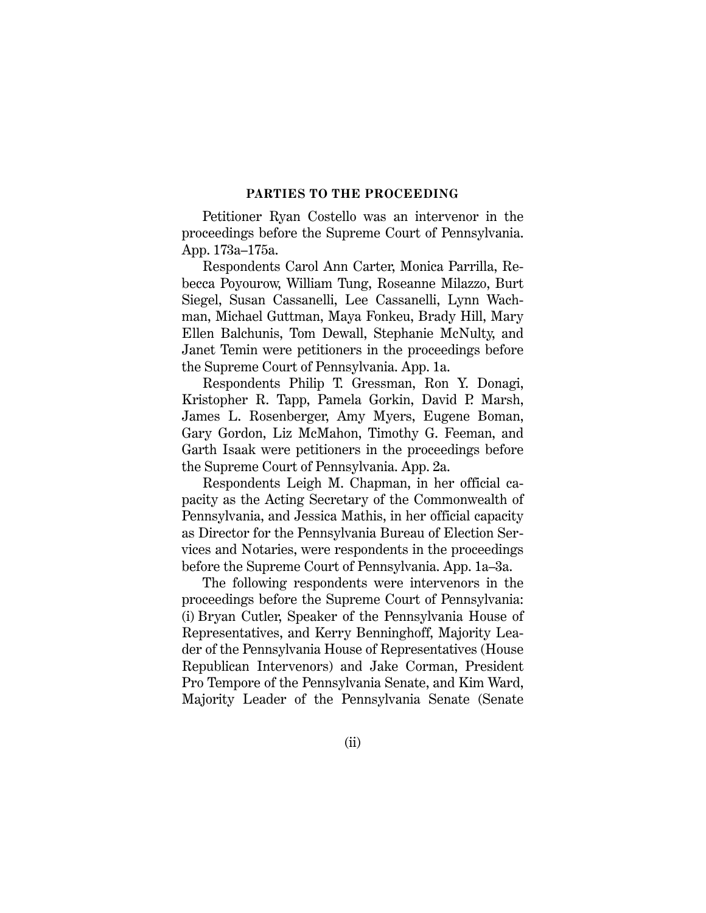## PARTIES TO THE PROCEEDING

Petitioner Ryan Costello was an intervenor in the proceedings before the Supreme Court of Pennsylvania. App. 173a–175a.

Respondents Carol Ann Carter, Monica Parrilla, Rebecca Poyourow, William Tung, Roseanne Milazzo, Burt Siegel, Susan Cassanelli, Lee Cassanelli, Lynn Wachman, Michael Guttman, Maya Fonkeu, Brady Hill, Mary Ellen Balchunis, Tom Dewall, Stephanie McNulty, and Janet Temin were petitioners in the proceedings before the Supreme Court of Pennsylvania. App. 1a.

Respondents Philip T. Gressman, Ron Y. Donagi, Kristopher R. Tapp, Pamela Gorkin, David P. Marsh, James L. Rosenberger, Amy Myers, Eugene Boman, Gary Gordon, Liz McMahon, Timothy G. Feeman, and Garth Isaak were petitioners in the proceedings before the Supreme Court of Pennsylvania. App. 2a.

Respondents Leigh M. Chapman, in her official capacity as the Acting Secretary of the Commonwealth of Pennsylvania, and Jessica Mathis, in her official capacity as Director for the Pennsylvania Bureau of Election Services and Notaries, were respondents in the proceedings before the Supreme Court of Pennsylvania. App. 1a–3a.

The following respondents were intervenors in the proceedings before the Supreme Court of Pennsylvania: (i) Bryan Cutler, Speaker of the Pennsylvania House of Representatives, and Kerry Benninghoff, Majority Leader of the Pennsylvania House of Representatives (House Republican Intervenors) and Jake Corman, President Pro Tempore of the Pennsylvania Senate, and Kim Ward, Majority Leader of the Pennsylvania Senate (Senate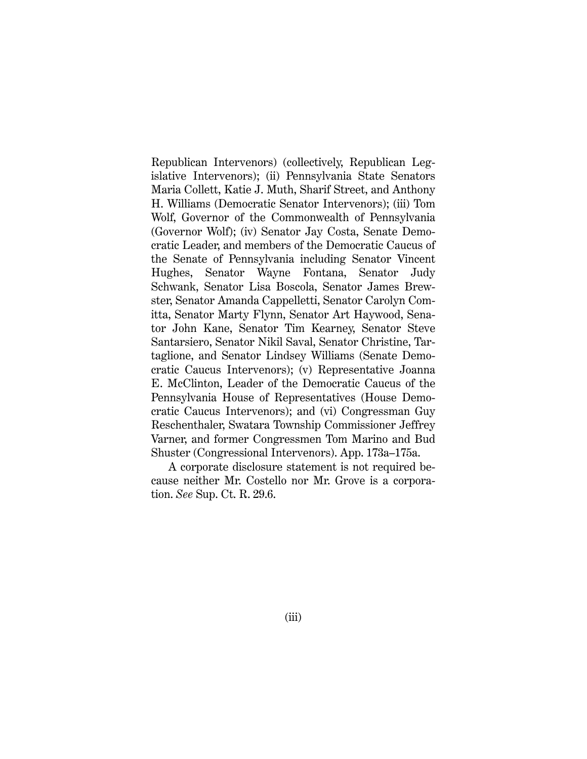Republican Intervenors) (collectively, Republican Legislative Intervenors); (ii) Pennsylvania State Senators Maria Collett, Katie J. Muth, Sharif Street, and Anthony H. Williams (Democratic Senator Intervenors); (iii) Tom Wolf, Governor of the Commonwealth of Pennsylvania (Governor Wolf); (iv) Senator Jay Costa, Senate Democratic Leader, and members of the Democratic Caucus of the Senate of Pennsylvania including Senator Vincent Hughes, Senator Wayne Fontana, Senator Judy Schwank, Senator Lisa Boscola, Senator James Brewster, Senator Amanda Cappelletti, Senator Carolyn Comitta, Senator Marty Flynn, Senator Art Haywood, Senator John Kane, Senator Tim Kearney, Senator Steve Santarsiero, Senator Nikil Saval, Senator Christine, Tartaglione, and Senator Lindsey Williams (Senate Democratic Caucus Intervenors); (v) Representative Joanna E. McClinton, Leader of the Democratic Caucus of the Pennsylvania House of Representatives (House Democratic Caucus Intervenors); and (vi) Congressman Guy Reschenthaler, Swatara Township Commissioner Jeffrey Varner, and former Congressmen Tom Marino and Bud Shuster (Congressional Intervenors). App. 173a–175a.

A corporate disclosure statement is not required because neither Mr. Costello nor Mr. Grove is a corporation. *See* Sup. Ct. R. 29.6.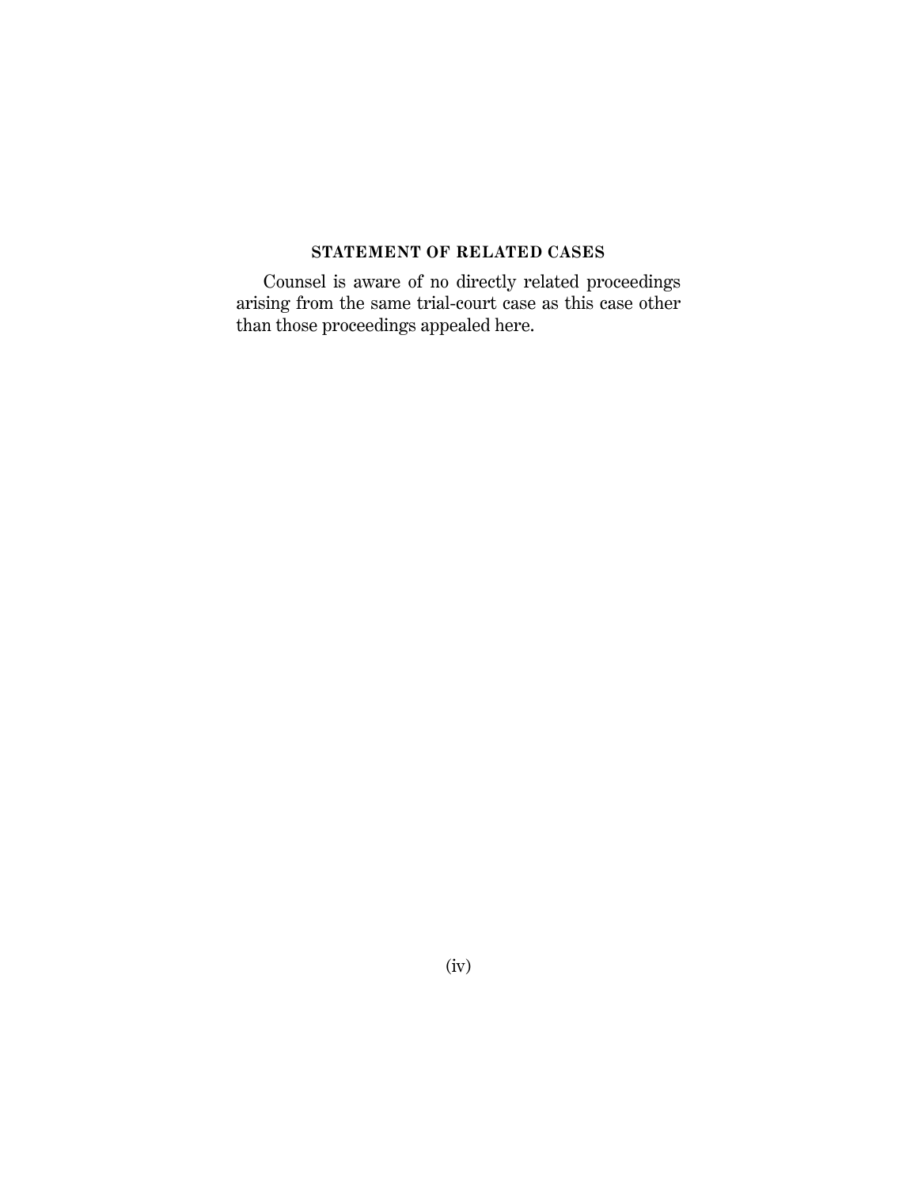## STATEMENT OF RELATED CASES

Counsel is aware of no directly related proceedings arising from the same trial-court case as this case other than those proceedings appealed here.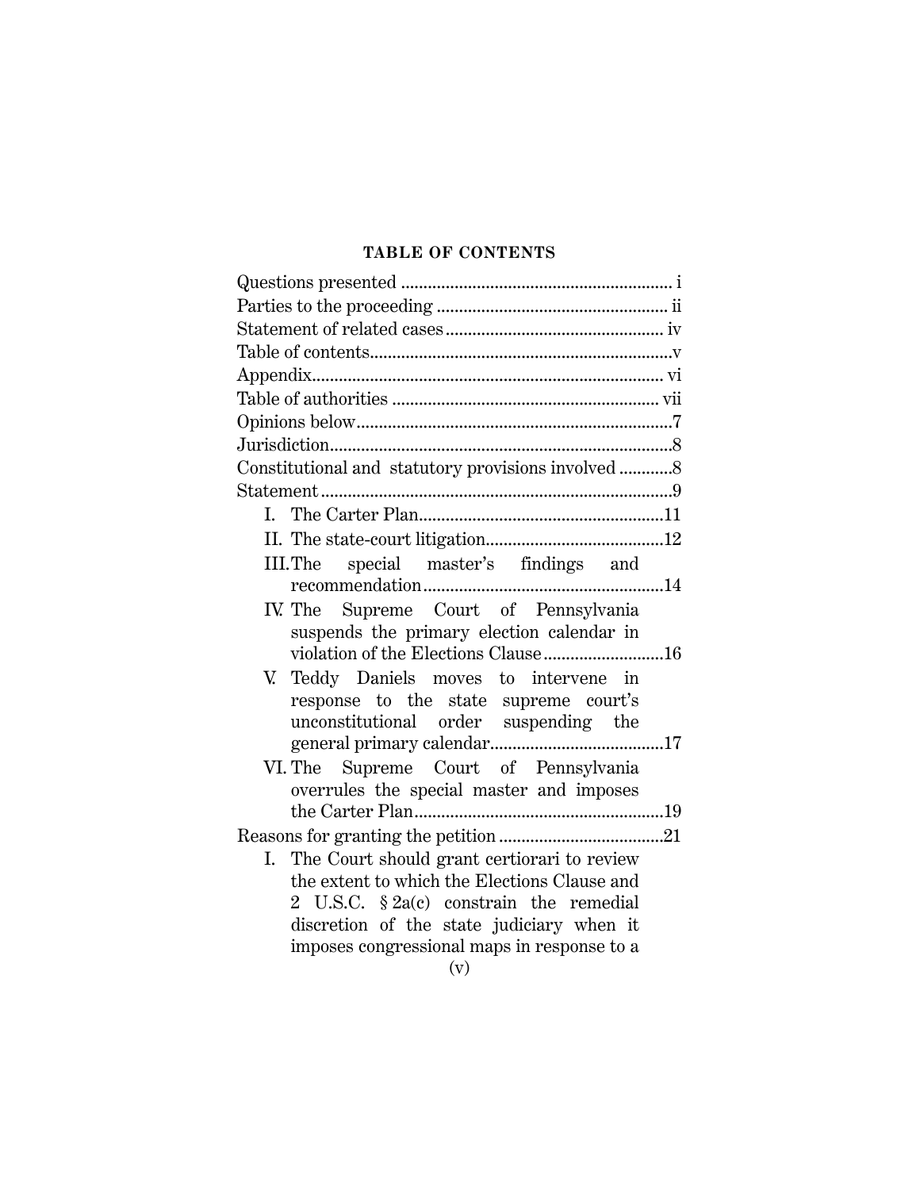## TABLE OF CONTENTS

Questions presented ............................................................ i
Parties to the proceeding ................................................... ii
Statement of related cases ................................................ iv
Table of contents................................................................... v
Appendix.............................................................................. vi
Table of authorities ........................................................... vii
Opinions below.......................................................................7
Jurisdiction............................................................................8
Constitutional and statutory provisions involved ............8
Statement ..............................................................................9

- I. The Carter Plan.......................................................11
- II. The state-court litigation........................................12
- III. The special master's findings and recommendation.....................................................14
- IV. The Supreme Court of Pennsylvania suspends the primary election calendar in violation of the Elections Clause ...........................16
- V. Teddy Daniels moves to intervene in response to the state supreme court's unconstitutional order suspending the general primary calendar.......................................17
- VI. The Supreme Court of Pennsylvania overrules the special master and imposes the Carter Plan.......................................................19

Reasons for granting the petition ....................................21

- I. The Court should grant certiorari to review the extent to which the Elections Clause and 2 U.S.C. § 2a(c) constrain the remedial discretion of the state judiciary when it imposes congressional maps in response to a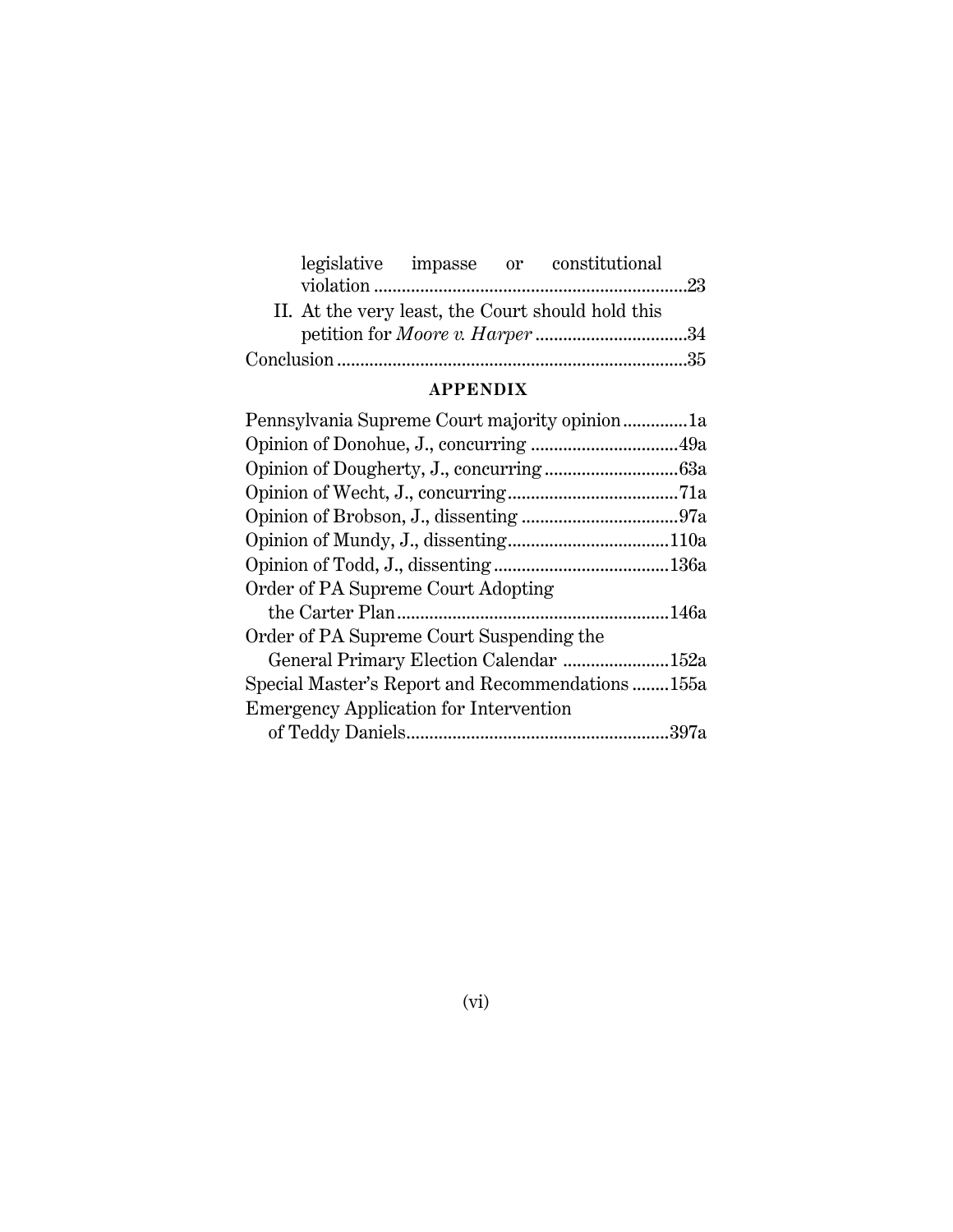legislative impasse or constitutional violation ....................................................................23

II. At the very least, the Court should hold this petition for *Moore v. Harper* .................................34

Conclusion ...........................................................................35

**APPENDIX**

Pennsylvania Supreme Court majority opinion ..............1a

Opinion of Donohue, J., concurring ................................49a

Opinion of Dougherty, J., concurring .............................63a

Opinion of Wecht, J., concurring .....................................71a

Opinion of Brobson, J., dissenting ..................................97a

Opinion of Mundy, J., dissenting...................................110a

Opinion of Todd, J., dissenting ......................................136a

Order of PA Supreme Court Adopting the Carter Plan...........................................................146a

Order of PA Supreme Court Suspending the General Primary Election Calendar .......................152a

Special Master's Report and Recommendations ........155a

Emergency Application for Intervention of Teddy Daniels.........................................................397a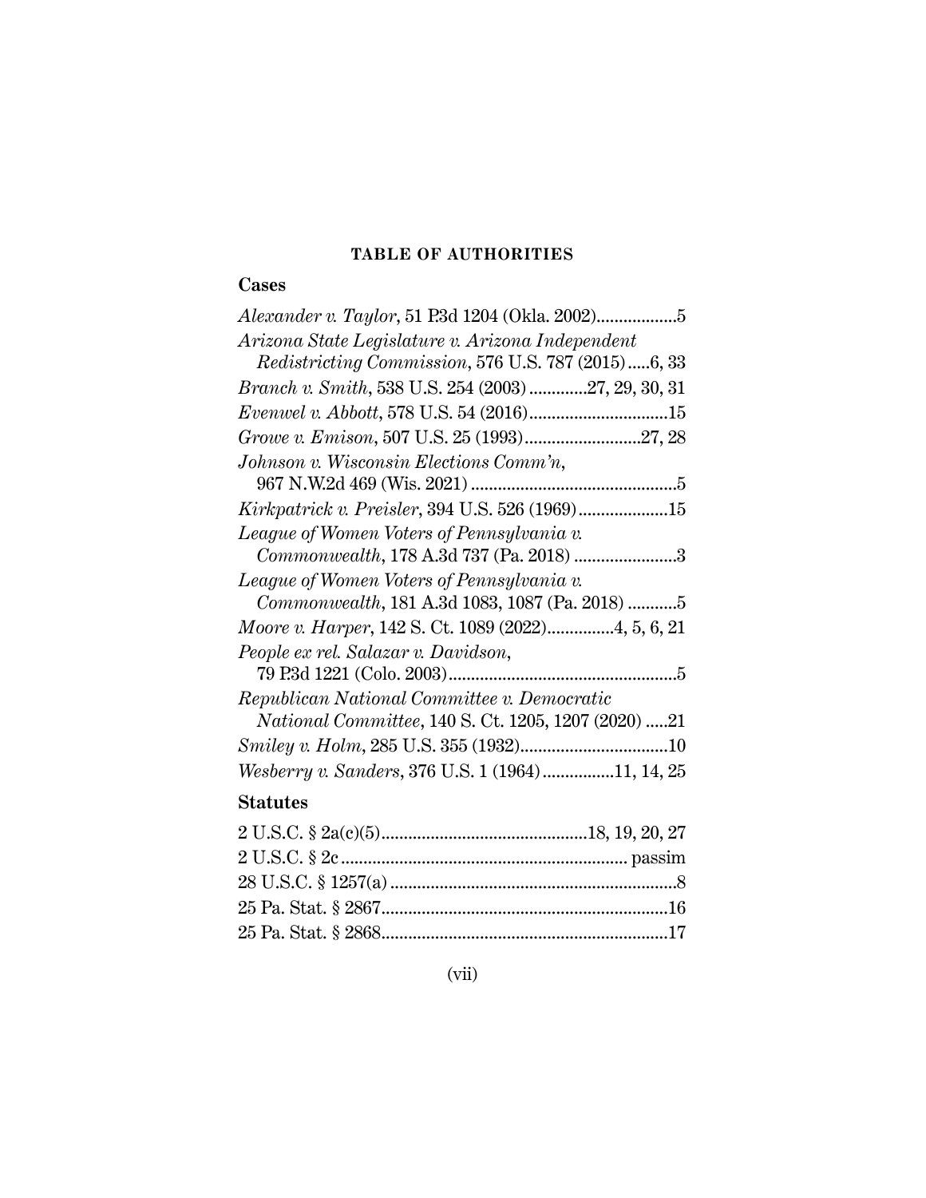## TABLE OF AUTHORITIES

### Cases

*Alexander v. Taylor*, 51 P.3d 1204 (Okla. 2002)..................5

*Arizona State Legislature v. Arizona Independent Redistricting Commission*, 576 U.S. 787 (2015).....6, 33

*Branch v. Smith*, 538 U.S. 254 (2003).............27, 29, 30, 31

*Evenwel v. Abbott*, 578 U.S. 54 (2016)...............................15

*Growe v. Emison*, 507 U.S. 25 (1993)..........................27, 28

*Johnson v. Wisconsin Elections Comm'n*, 967 N.W.2d 469 (Wis. 2021) ..............................................5

*Kirkpatrick v. Preisler*, 394 U.S. 526 (1969)....................15

*League of Women Voters of Pennsylvania v. Commonwealth*, 178 A.3d 737 (Pa. 2018) .......................3

*League of Women Voters of Pennsylvania v. Commonwealth*, 181 A.3d 1083, 1087 (Pa. 2018) ...........5

*Moore v. Harper*, 142 S. Ct. 1089 (2022)...............4, 5, 6, 21

*People ex rel. Salazar v. Davidson*, 79 P.3d 1221 (Colo. 2003)...................................................5

*Republican National Committee v. Democratic National Committee*, 140 S. Ct. 1205, 1207 (2020) .....21

*Smiley v. Holm*, 285 U.S. 355 (1932).................................10

*Wesberry v. Sanders*, 376 U.S. 1 (1964)................11, 14, 25

### Statutes

2 U.S.C. § 2a(c)(5)..............................................18, 19, 20, 27

2 U.S.C. § 2c................................................................ passim

28 U.S.C. § 1257(a) ................................................................8

25 Pa. Stat. § 2867................................................................16

25 Pa. Stat. § 2868................................................................17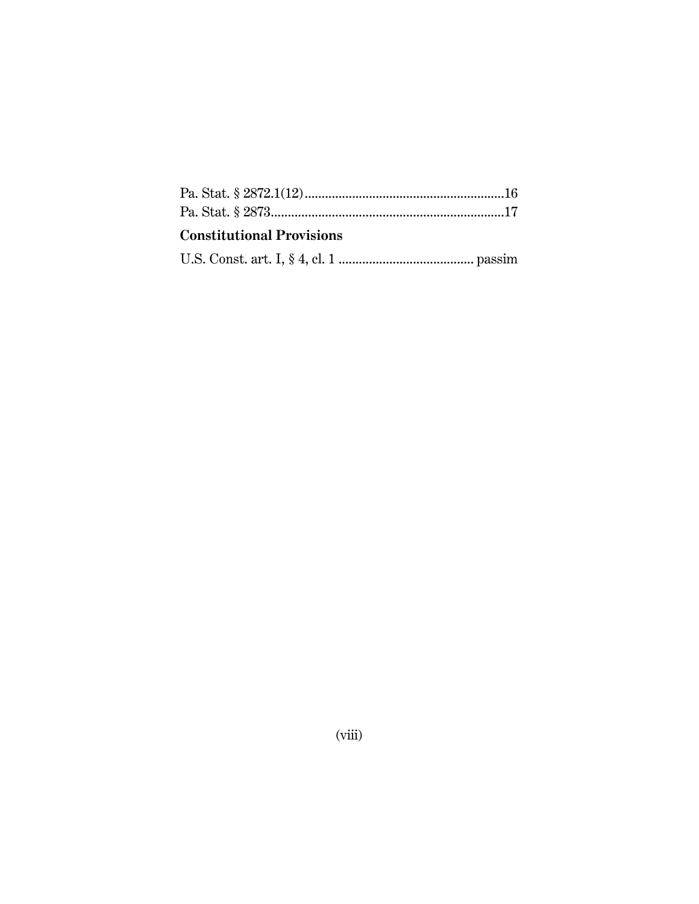Pa. Stat. § 2872.1(12).............................................................16
Pa. Stat. § 2873.......................................................................17

**Constitutional Provisions**

U.S. Const. art. I, § 4, cl. 1 ........................................ passim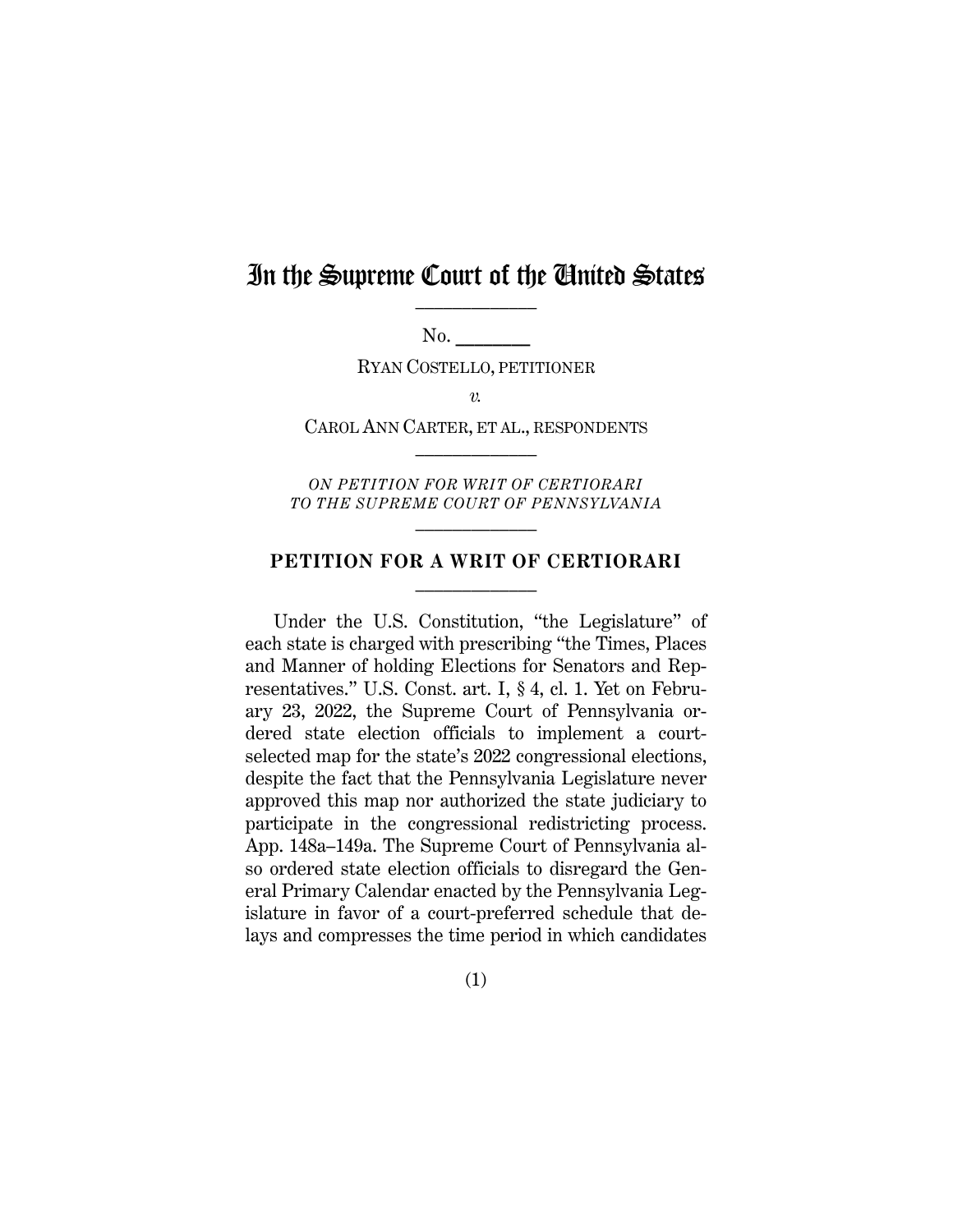# In the Supreme Court of the United States

---

No. _______

RYAN COSTELLO, PETITIONER

*v.*

CAROL ANN CARTER, ET AL., RESPONDENTS

---

*ON PETITION FOR WRIT OF CERTIORARI TO THE SUPREME COURT OF PENNSYLVANIA*

---

## PETITION FOR A WRIT OF CERTIORARI

---

Under the U.S. Constitution, "the Legislature" of each state is charged with prescribing "the Times, Places and Manner of holding Elections for Senators and Representatives." U.S. Const. art. I, § 4, cl. 1. Yet on February 23, 2022, the Supreme Court of Pennsylvania ordered state election officials to implement a court-selected map for the state's 2022 congressional elections, despite the fact that the Pennsylvania Legislature never approved this map nor authorized the state judiciary to participate in the congressional redistricting process. App. 148a–149a. The Supreme Court of Pennsylvania also ordered state election officials to disregard the General Primary Calendar enacted by the Pennsylvania Legislature in favor of a court-preferred schedule that delays and compresses the time period in which candidates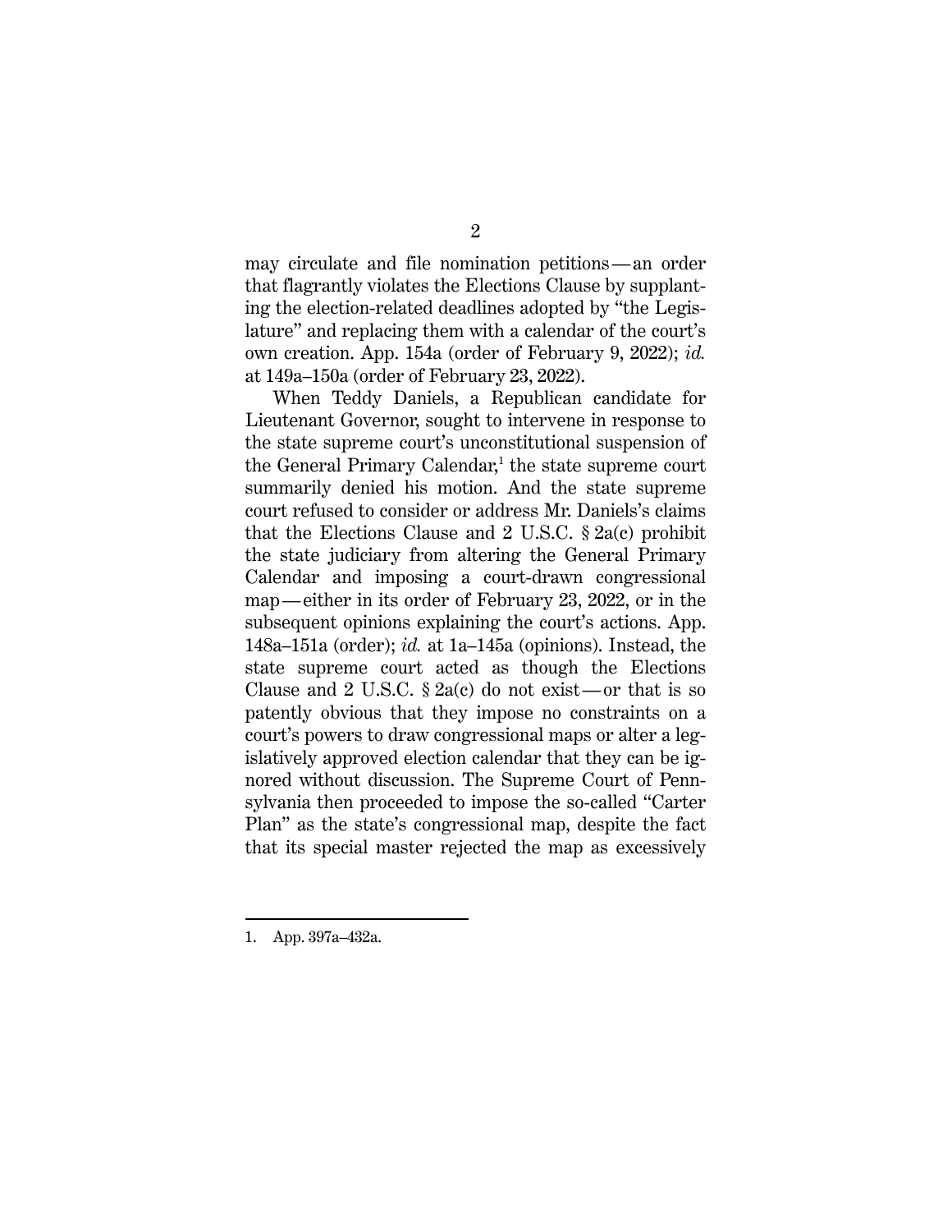may circulate and file nomination petitions — an order that flagrantly violates the Elections Clause by supplanting the election-related deadlines adopted by "the Legislature" and replacing them with a calendar of the court's own creation. App. 154a (order of February 9, 2022); *id.* at 149a–150a (order of February 23, 2022).

When Teddy Daniels, a Republican candidate for Lieutenant Governor, sought to intervene in response to the state supreme court's unconstitutional suspension of the General Primary Calendar,[1] the state supreme court summarily denied his motion. And the state supreme court refused to consider or address Mr. Daniels's claims that the Elections Clause and 2 U.S.C. § 2a(c) prohibit the state judiciary from altering the General Primary Calendar and imposing a court-drawn congressional map — either in its order of February 23, 2022, or in the subsequent opinions explaining the court's actions. App. 148a–151a (order); *id.* at 1a–145a (opinions). Instead, the state supreme court acted as though the Elections Clause and 2 U.S.C. § 2a(c) do not exist — or that is so patently obvious that they impose no constraints on a court's powers to draw congressional maps or alter a legislatively approved election calendar that they can be ignored without discussion. The Supreme Court of Pennsylvania then proceeded to impose the so-called "Carter Plan" as the state's congressional map, despite the fact that its special master rejected the map as excessively

---

1. App. 397a–432a.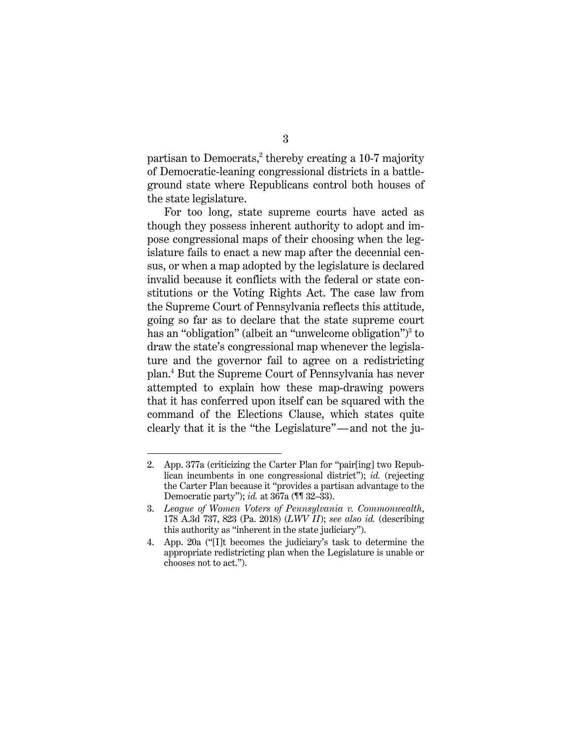partisan to Democrats,[2] thereby creating a 10-7 majority of Democratic-leaning congressional districts in a battleground state where Republicans control both houses of the state legislature.

For too long, state supreme courts have acted as though they possess inherent authority to adopt and impose congressional maps of their choosing when the legislature fails to enact a new map after the decennial census, or when a map adopted by the legislature is declared invalid because it conflicts with the federal or state constitutions or the Voting Rights Act. The case law from the Supreme Court of Pennsylvania reflects this attitude, going so far as to declare that the state supreme court has an "obligation" (albeit an "unwelcome obligation")[3] to draw the state's congressional map whenever the legislature and the governor fail to agree on a redistricting plan.[4] But the Supreme Court of Pennsylvania has never attempted to explain how these map-drawing powers that it has conferred upon itself can be squared with the command of the Elections Clause, which states quite clearly that it is the "the Legislature"—and not the ju-

---

2. App. 377a (criticizing the Carter Plan for "pair[ing] two Republican incumbents in one congressional district"); *id.* (rejecting the Carter Plan because it "provides a partisan advantage to the Democratic party"); *id.* at 367a (¶¶ 32–33).

3. *League of Women Voters of Pennsylvania v. Commonwealth*, 178 A.3d 737, 823 (Pa. 2018) (*LWV II*); *see also id.* (describing this authority as "inherent in the state judiciary").

4. App. 20a ("[I]t becomes the judiciary's task to determine the appropriate redistricting plan when the Legislature is unable or chooses not to act.").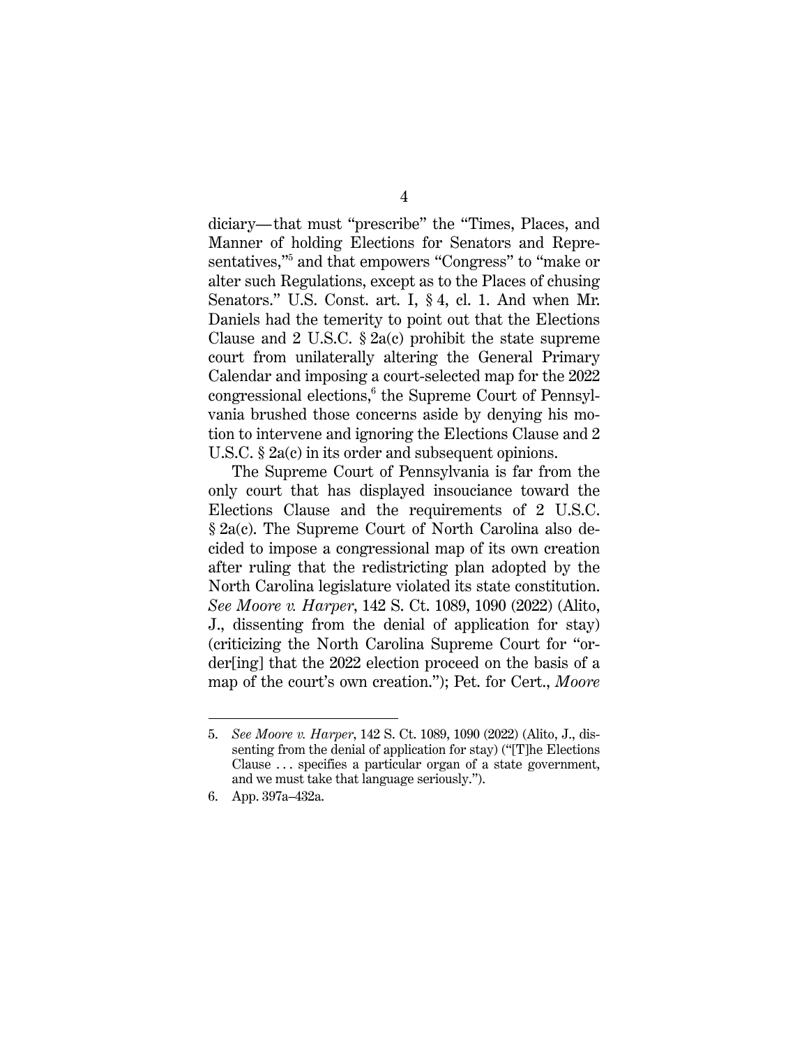diciary—that must "prescribe" the "Times, Places, and Manner of holding Elections for Senators and Representatives,"[5] and that empowers "Congress" to "make or alter such Regulations, except as to the Places of chusing Senators." U.S. Const. art. I, § 4, cl. 1. And when Mr. Daniels had the temerity to point out that the Elections Clause and 2 U.S.C. § 2a(c) prohibit the state supreme court from unilaterally altering the General Primary Calendar and imposing a court-selected map for the 2022 congressional elections,[6] the Supreme Court of Pennsylvania brushed those concerns aside by denying his motion to intervene and ignoring the Elections Clause and 2 U.S.C. § 2a(c) in its order and subsequent opinions.

The Supreme Court of Pennsylvania is far from the only court that has displayed insouciance toward the Elections Clause and the requirements of 2 U.S.C. § 2a(c). The Supreme Court of North Carolina also decided to impose a congressional map of its own creation after ruling that the redistricting plan adopted by the North Carolina legislature violated its state constitution. *See Moore v. Harper*, 142 S. Ct. 1089, 1090 (2022) (Alito, J., dissenting from the denial of application for stay) (criticizing the North Carolina Supreme Court for "order[ing] that the 2022 election proceed on the basis of a map of the court's own creation."); Pet. for Cert., *Moore*

---

5. *See Moore v. Harper*, 142 S. Ct. 1089, 1090 (2022) (Alito, J., dissenting from the denial of application for stay) ("[T]he Elections Clause . . . specifies a particular organ of a state government, and we must take that language seriously.").

6. App. 397a–432a.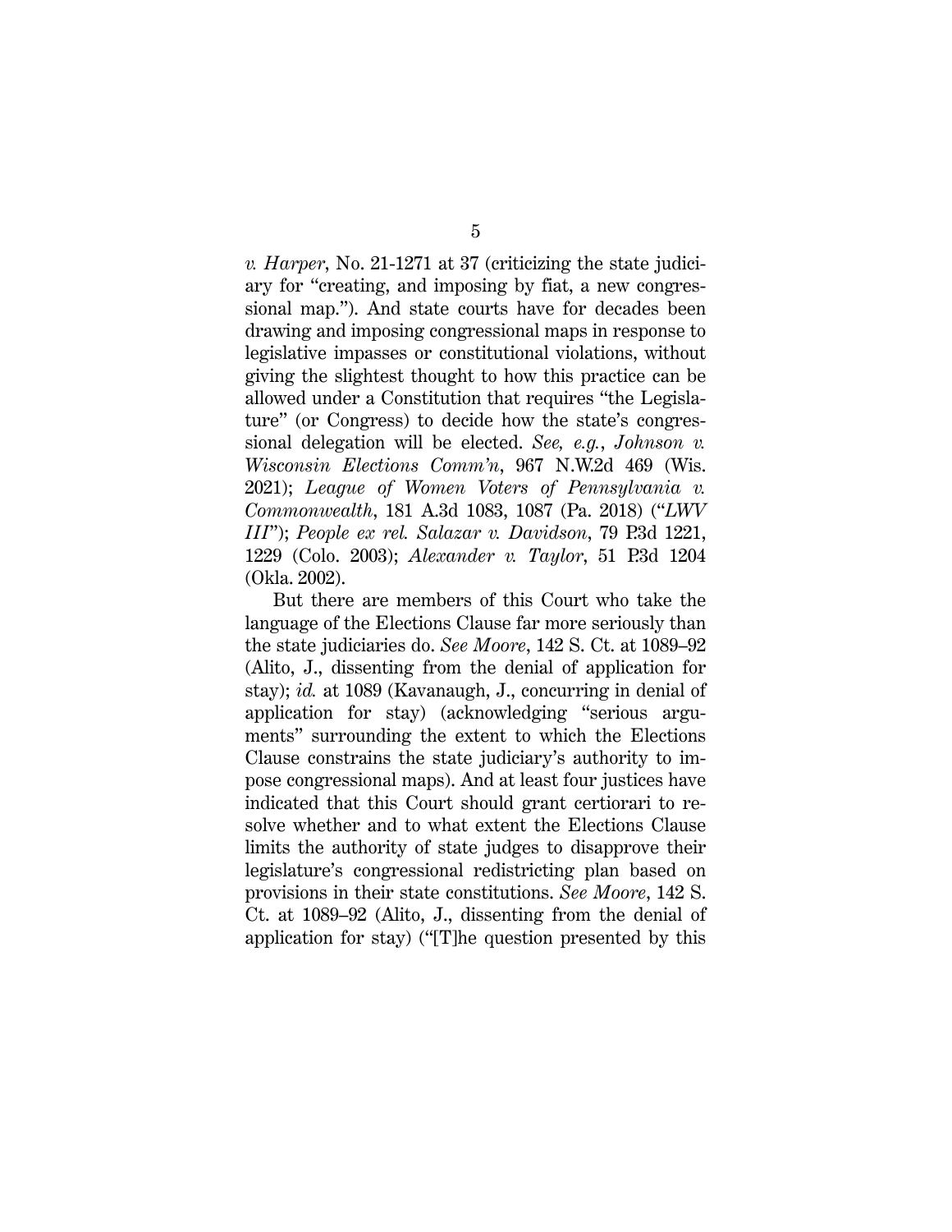*v. Harper*, No. 21-1271 at 37 (criticizing the state judiciary for "creating, and imposing by fiat, a new congressional map."). And state courts have for decades been drawing and imposing congressional maps in response to legislative impasses or constitutional violations, without giving the slightest thought to how this practice can be allowed under a Constitution that requires "the Legislature" (or Congress) to decide how the state's congressional delegation will be elected. *See, e.g.*, *Johnson v. Wisconsin Elections Comm'n*, 967 N.W.2d 469 (Wis. 2021); *League of Women Voters of Pennsylvania v. Commonwealth*, 181 A.3d 1083, 1087 (Pa. 2018) ("*LWV III*"); *People ex rel. Salazar v. Davidson*, 79 P.3d 1221, 1229 (Colo. 2003); *Alexander v. Taylor*, 51 P.3d 1204 (Okla. 2002).

But there are members of this Court who take the language of the Elections Clause far more seriously than the state judiciaries do. *See Moore*, 142 S. Ct. at 1089–92 (Alito, J., dissenting from the denial of application for stay); *id.* at 1089 (Kavanaugh, J., concurring in denial of application for stay) (acknowledging "serious arguments" surrounding the extent to which the Elections Clause constrains the state judiciary's authority to impose congressional maps). And at least four justices have indicated that this Court should grant certiorari to resolve whether and to what extent the Elections Clause limits the authority of state judges to disapprove their legislature's congressional redistricting plan based on provisions in their state constitutions. *See Moore*, 142 S. Ct. at 1089–92 (Alito, J., dissenting from the denial of application for stay) ("[T]he question presented by this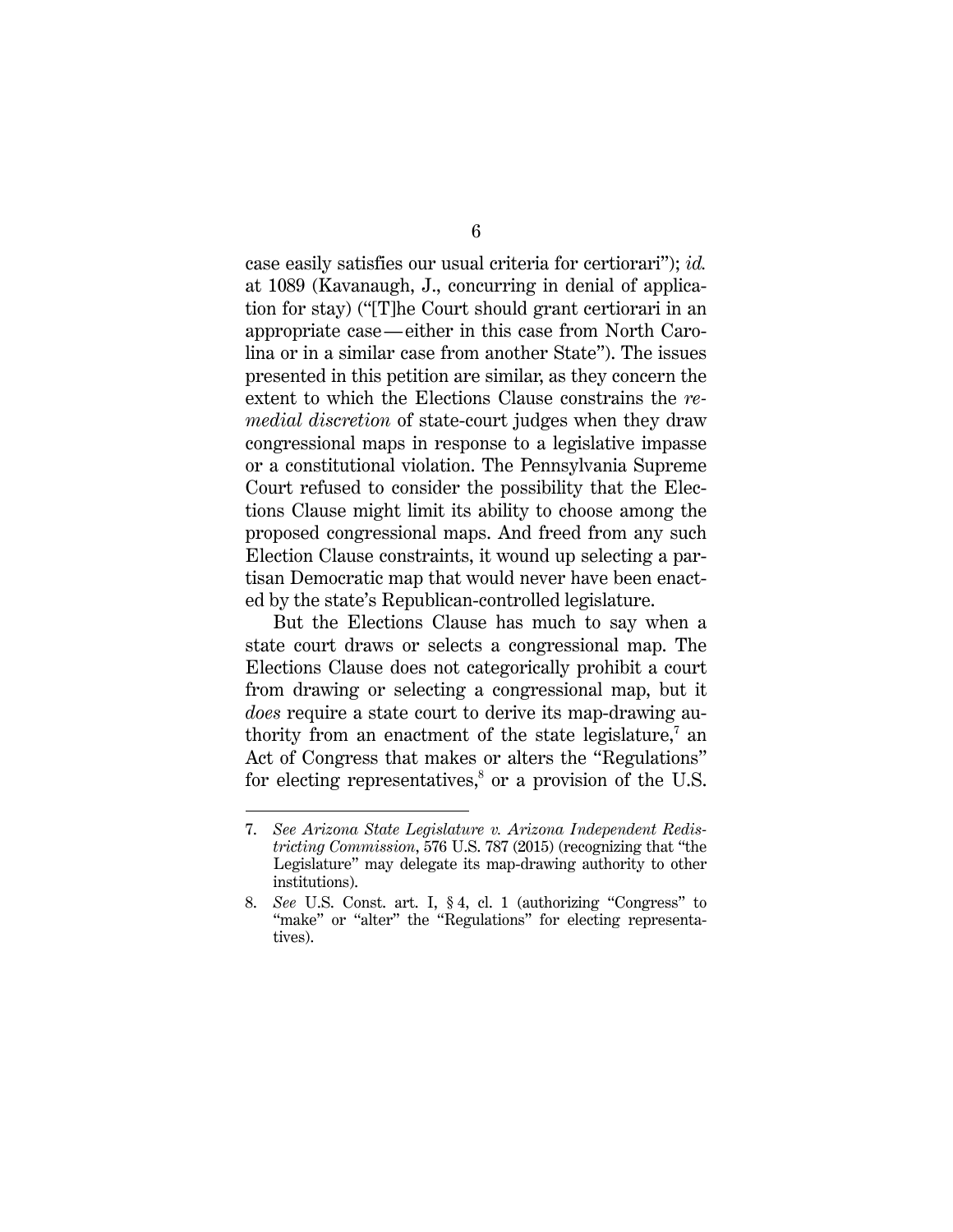case easily satisfies our usual criteria for certiorari"); *id.* at 1089 (Kavanaugh, J., concurring in denial of application for stay) ("[T]he Court should grant certiorari in an appropriate case—either in this case from North Carolina or in a similar case from another State"). The issues presented in this petition are similar, as they concern the extent to which the Elections Clause constrains the *remedial discretion* of state-court judges when they draw congressional maps in response to a legislative impasse or a constitutional violation. The Pennsylvania Supreme Court refused to consider the possibility that the Elections Clause might limit its ability to choose among the proposed congressional maps. And freed from any such Election Clause constraints, it wound up selecting a partisan Democratic map that would never have been enacted by the state's Republican-controlled legislature.

But the Elections Clause has much to say when a state court draws or selects a congressional map. The Elections Clause does not categorically prohibit a court from drawing or selecting a congressional map, but it *does* require a state court to derive its map-drawing authority from an enactment of the state legislature,[7] an Act of Congress that makes or alters the "Regulations" for electing representatives,[8] or a provision of the U.S.

---

7. *See Arizona State Legislature v. Arizona Independent Redistricting Commission*, 576 U.S. 787 (2015) (recognizing that "the Legislature" may delegate its map-drawing authority to other institutions).

8. *See* U.S. Const. art. I, § 4, cl. 1 (authorizing "Congress" to "make" or "alter" the "Regulations" for electing representatives).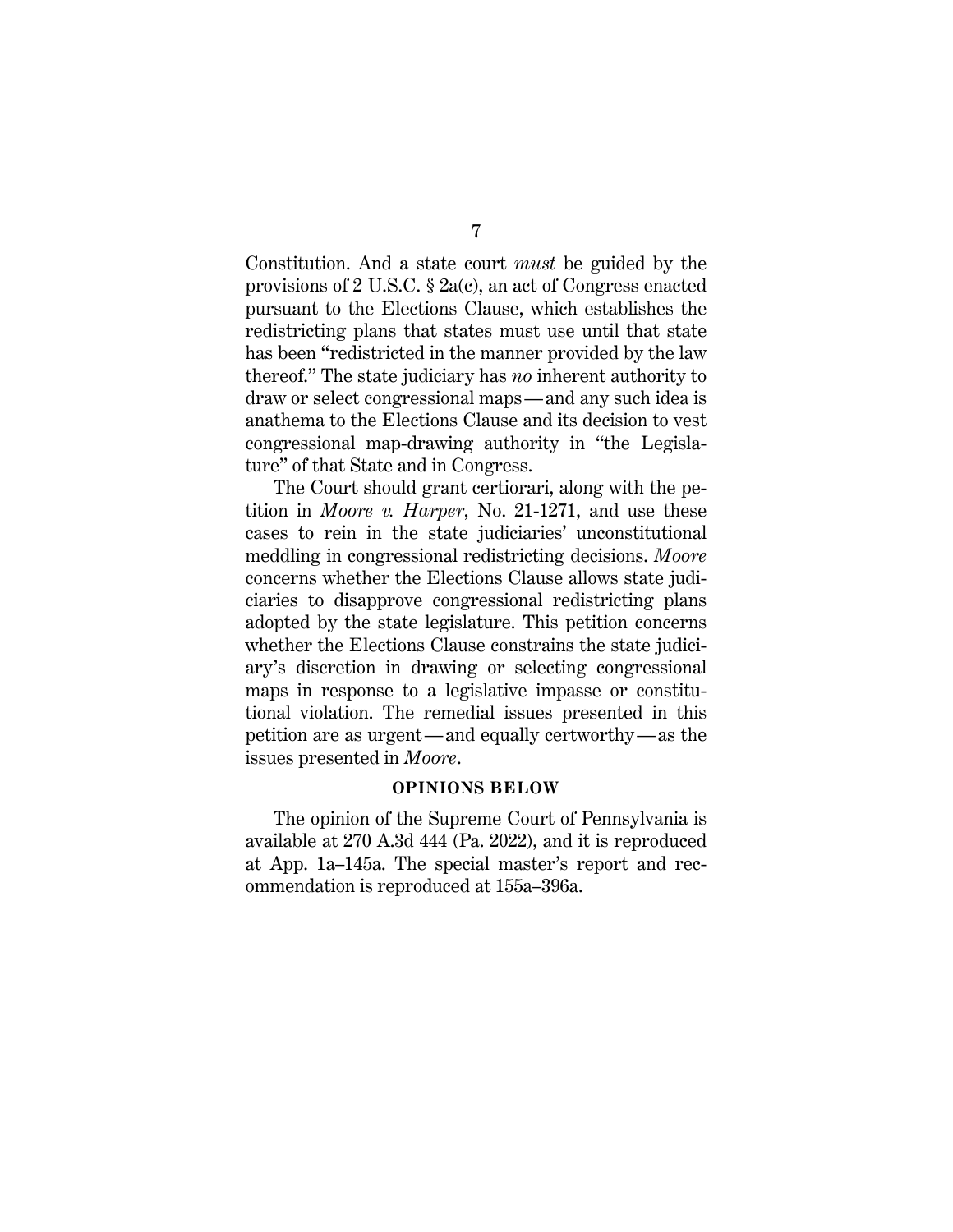Constitution. And a state court *must* be guided by the provisions of 2 U.S.C. § 2a(c), an act of Congress enacted pursuant to the Elections Clause, which establishes the redistricting plans that states must use until that state has been "redistricted in the manner provided by the law thereof." The state judiciary has *no* inherent authority to draw or select congressional maps—and any such idea is anathema to the Elections Clause and its decision to vest congressional map-drawing authority in "the Legislature" of that State and in Congress.

The Court should grant certiorari, along with the petition in *Moore v. Harper*, No. 21-1271, and use these cases to rein in the state judiciaries' unconstitutional meddling in congressional redistricting decisions. *Moore* concerns whether the Elections Clause allows state judiciaries to disapprove congressional redistricting plans adopted by the state legislature. This petition concerns whether the Elections Clause constrains the state judiciary's discretion in drawing or selecting congressional maps in response to a legislative impasse or constitutional violation. The remedial issues presented in this petition are as urgent—and equally certworthy—as the issues presented in *Moore*.

## OPINIONS BELOW

The opinion of the Supreme Court of Pennsylvania is available at 270 A.3d 444 (Pa. 2022), and it is reproduced at App. 1a–145a. The special master's report and recommendation is reproduced at 155a–396a.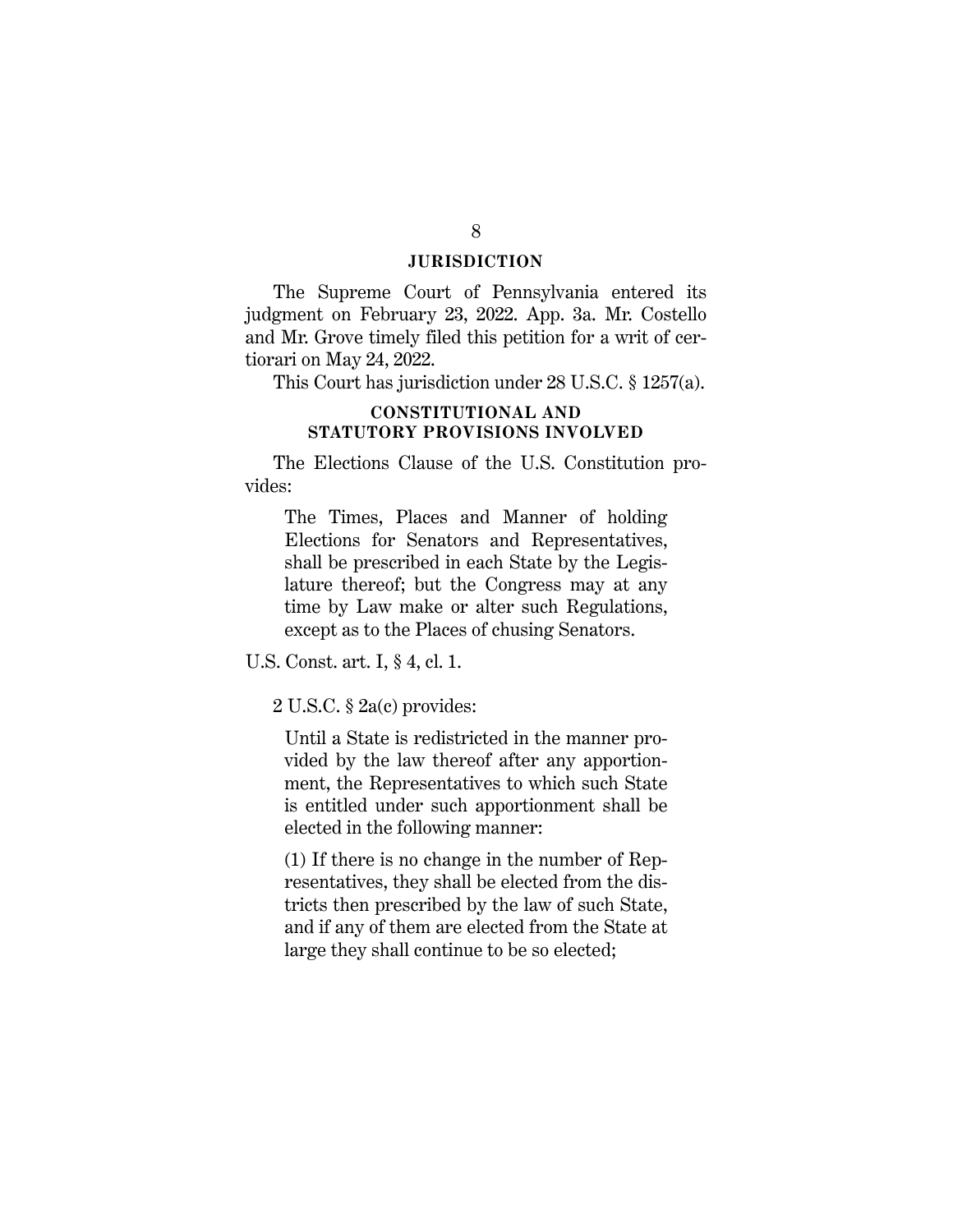## JURISDICTION

The Supreme Court of Pennsylvania entered its judgment on February 23, 2022. App. 3a. Mr. Costello and Mr. Grove timely filed this petition for a writ of certiorari on May 24, 2022.

This Court has jurisdiction under 28 U.S.C. § 1257(a).

## CONSTITUTIONAL AND STATUTORY PROVISIONS INVOLVED

The Elections Clause of the U.S. Constitution provides:

> The Times, Places and Manner of holding Elections for Senators and Representatives, shall be prescribed in each State by the Legislature thereof; but the Congress may at any time by Law make or alter such Regulations, except as to the Places of chusing Senators.

U.S. Const. art. I, § 4, cl. 1.

2 U.S.C. § 2a(c) provides:

> Until a State is redistricted in the manner provided by the law thereof after any apportionment, the Representatives to which such State is entitled under such apportionment shall be elected in the following manner:
>
> (1) If there is no change in the number of Representatives, they shall be elected from the districts then prescribed by the law of such State, and if any of them are elected from the State at large they shall continue to be so elected;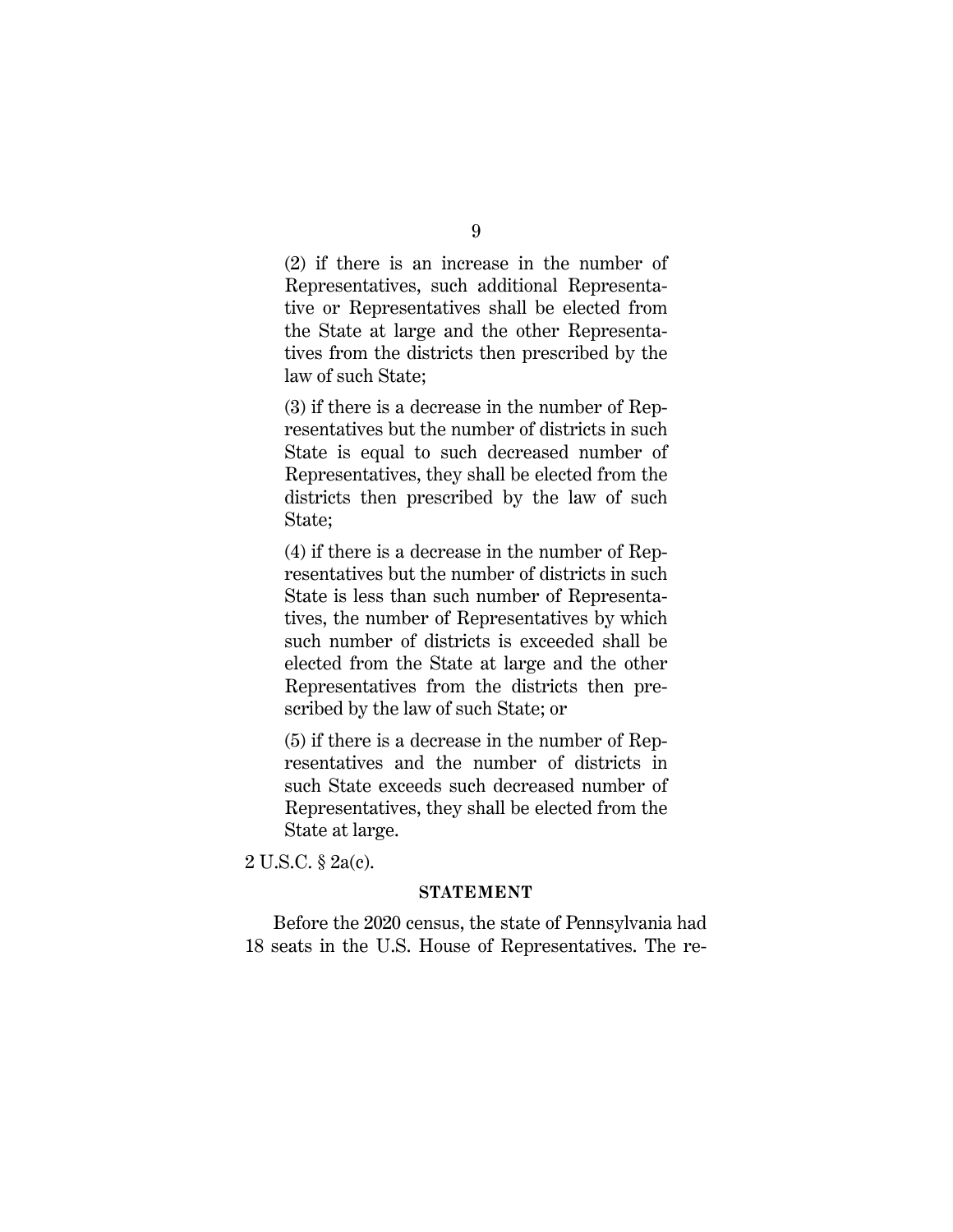> (2) if there is an increase in the number of Representatives, such additional Representative or Representatives shall be elected from the State at large and the other Representatives from the districts then prescribed by the law of such State;
>
> (3) if there is a decrease in the number of Representatives but the number of districts in such State is equal to such decreased number of Representatives, they shall be elected from the districts then prescribed by the law of such State;
>
> (4) if there is a decrease in the number of Representatives but the number of districts in such State is less than such number of Representatives, the number of Representatives by which such number of districts is exceeded shall be elected from the State at large and the other Representatives from the districts then prescribed by the law of such State; or
>
> (5) if there is a decrease in the number of Representatives and the number of districts in such State exceeds such decreased number of Representatives, they shall be elected from the State at large.

2 U.S.C. § 2a(c).

## STATEMENT

Before the 2020 census, the state of Pennsylvania had 18 seats in the U.S. House of Representatives. The re-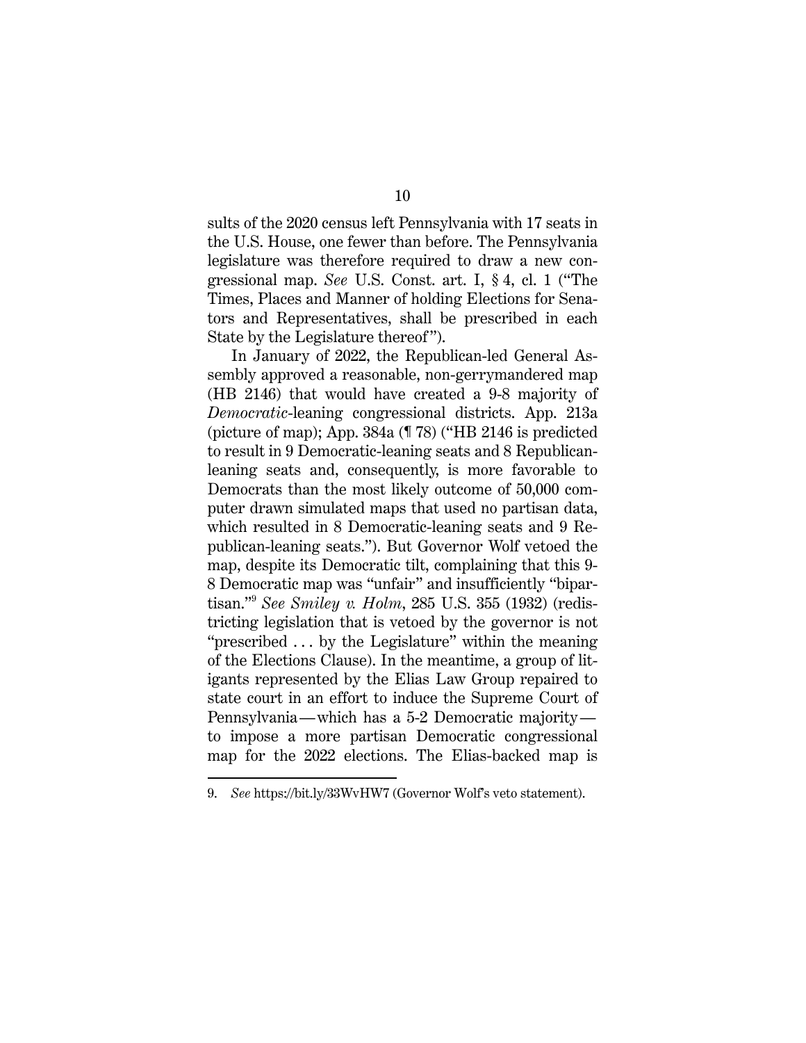sults of the 2020 census left Pennsylvania with 17 seats in the U.S. House, one fewer than before. The Pennsylvania legislature was therefore required to draw a new congressional map. *See* U.S. Const. art. I, § 4, cl. 1 ("The Times, Places and Manner of holding Elections for Senators and Representatives, shall be prescribed in each State by the Legislature thereof").

In January of 2022, the Republican-led General Assembly approved a reasonable, non-gerrymandered map (HB 2146) that would have created a 9-8 majority of *Democratic*-leaning congressional districts. App. 213a (picture of map); App. 384a (¶ 78) ("HB 2146 is predicted to result in 9 Democratic-leaning seats and 8 Republican-leaning seats and, consequently, is more favorable to Democrats than the most likely outcome of 50,000 computer drawn simulated maps that used no partisan data, which resulted in 8 Democratic-leaning seats and 9 Republican-leaning seats."). But Governor Wolf vetoed the map, despite its Democratic tilt, complaining that this 9-8 Democratic map was "unfair" and insufficiently "bipartisan."[9] *See Smiley v. Holm*, 285 U.S. 355 (1932) (redistricting legislation that is vetoed by the governor is not "prescribed . . . by the Legislature" within the meaning of the Elections Clause). In the meantime, a group of litigants represented by the Elias Law Group repaired to state court in an effort to induce the Supreme Court of Pennsylvania—which has a 5-2 Democratic majority—to impose a more partisan Democratic congressional map for the 2022 elections. The Elias-backed map is

---

9. *See* https://bit.ly/33WvHW7 (Governor Wolf's veto statement).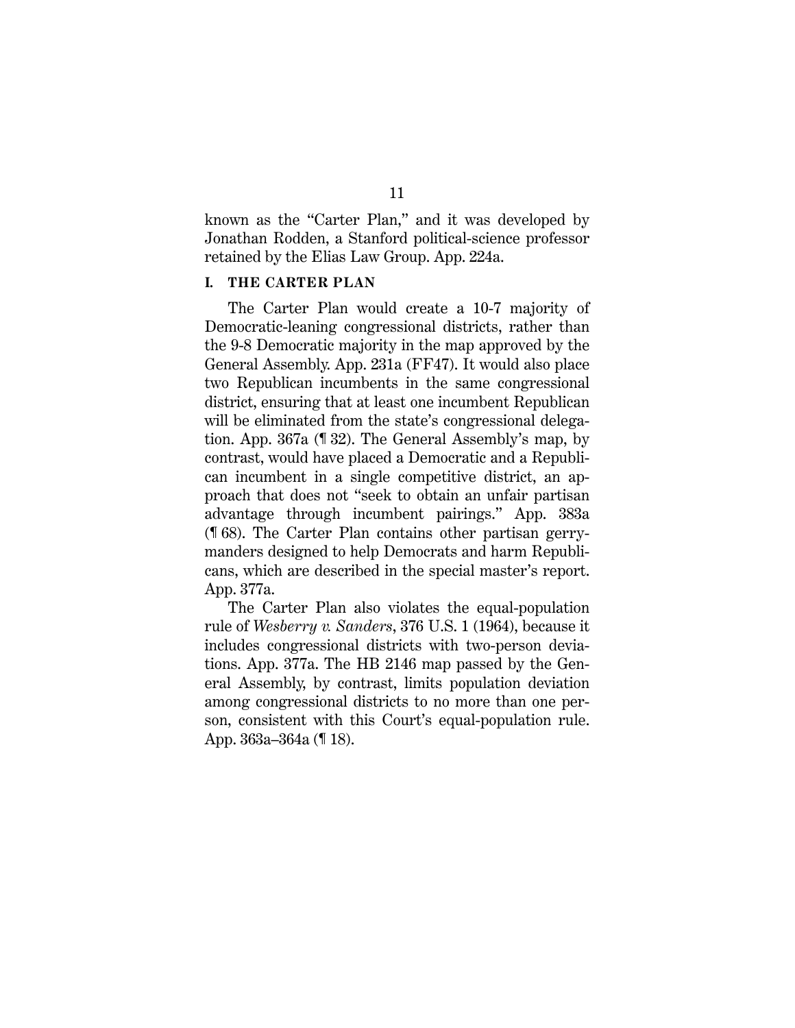known as the "Carter Plan," and it was developed by Jonathan Rodden, a Stanford political-science professor retained by the Elias Law Group. App. 224a.

## I. THE CARTER PLAN

The Carter Plan would create a 10-7 majority of Democratic-leaning congressional districts, rather than the 9-8 Democratic majority in the map approved by the General Assembly. App. 231a (FF47). It would also place two Republican incumbents in the same congressional district, ensuring that at least one incumbent Republican will be eliminated from the state's congressional delegation. App. 367a (¶ 32). The General Assembly's map, by contrast, would have placed a Democratic and a Republican incumbent in a single competitive district, an approach that does not "seek to obtain an unfair partisan advantage through incumbent pairings." App. 383a (¶ 68). The Carter Plan contains other partisan gerrymanders designed to help Democrats and harm Republicans, which are described in the special master's report. App. 377a.

The Carter Plan also violates the equal-population rule of *Wesberry v. Sanders*, 376 U.S. 1 (1964), because it includes congressional districts with two-person deviations. App. 377a. The HB 2146 map passed by the General Assembly, by contrast, limits population deviation among congressional districts to no more than one person, consistent with this Court's equal-population rule. App. 363a–364a (¶ 18).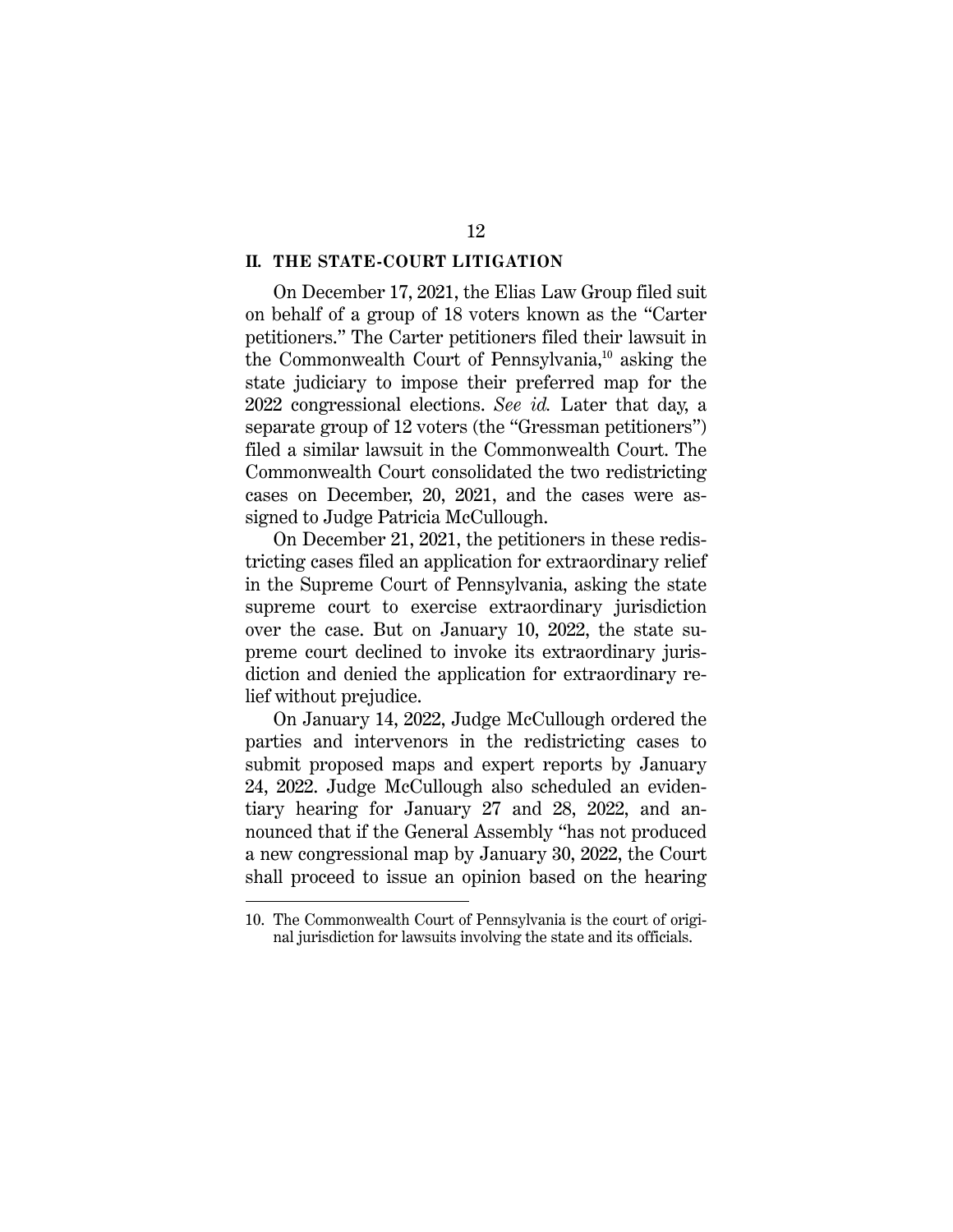## II. THE STATE-COURT LITIGATION

On December 17, 2021, the Elias Law Group filed suit on behalf of a group of 18 voters known as the "Carter petitioners." The Carter petitioners filed their lawsuit in the Commonwealth Court of Pennsylvania,[10] asking the state judiciary to impose their preferred map for the 2022 congressional elections. *See id.* Later that day, a separate group of 12 voters (the "Gressman petitioners") filed a similar lawsuit in the Commonwealth Court. The Commonwealth Court consolidated the two redistricting cases on December, 20, 2021, and the cases were assigned to Judge Patricia McCullough.

On December 21, 2021, the petitioners in these redistricting cases filed an application for extraordinary relief in the Supreme Court of Pennsylvania, asking the state supreme court to exercise extraordinary jurisdiction over the case. But on January 10, 2022, the state supreme court declined to invoke its extraordinary jurisdiction and denied the application for extraordinary relief without prejudice.

On January 14, 2022, Judge McCullough ordered the parties and intervenors in the redistricting cases to submit proposed maps and expert reports by January 24, 2022. Judge McCullough also scheduled an evidentiary hearing for January 27 and 28, 2022, and announced that if the General Assembly "has not produced a new congressional map by January 30, 2022, the Court shall proceed to issue an opinion based on the hearing

---

10. The Commonwealth Court of Pennsylvania is the court of original jurisdiction for lawsuits involving the state and its officials.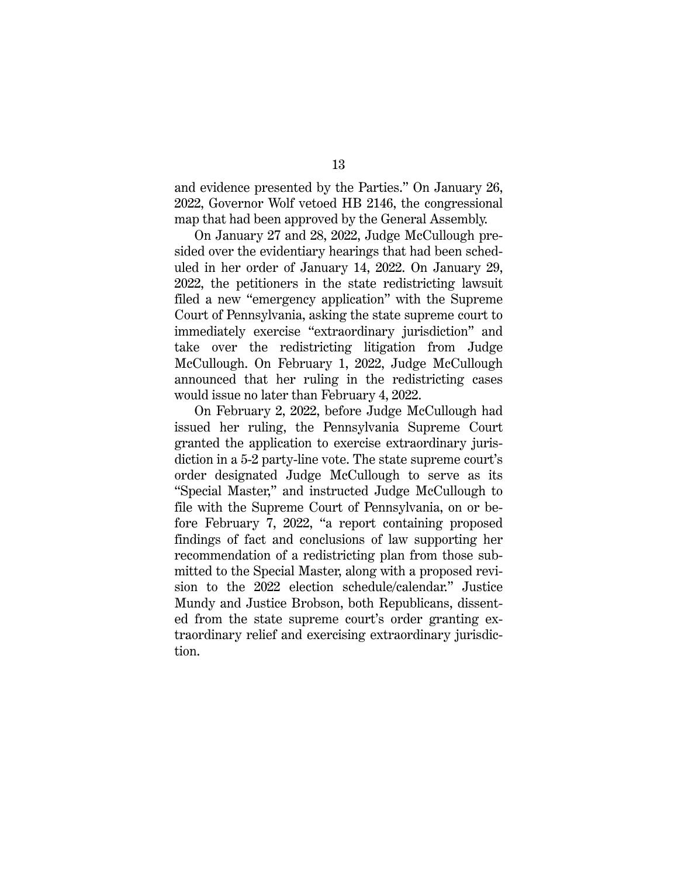and evidence presented by the Parties." On January 26, 2022, Governor Wolf vetoed HB 2146, the congressional map that had been approved by the General Assembly.

On January 27 and 28, 2022, Judge McCullough presided over the evidentiary hearings that had been scheduled in her order of January 14, 2022. On January 29, 2022, the petitioners in the state redistricting lawsuit filed a new "emergency application" with the Supreme Court of Pennsylvania, asking the state supreme court to immediately exercise "extraordinary jurisdiction" and take over the redistricting litigation from Judge McCullough. On February 1, 2022, Judge McCullough announced that her ruling in the redistricting cases would issue no later than February 4, 2022.

On February 2, 2022, before Judge McCullough had issued her ruling, the Pennsylvania Supreme Court granted the application to exercise extraordinary jurisdiction in a 5-2 party-line vote. The state supreme court's order designated Judge McCullough to serve as its "Special Master," and instructed Judge McCullough to file with the Supreme Court of Pennsylvania, on or before February 7, 2022, "a report containing proposed findings of fact and conclusions of law supporting her recommendation of a redistricting plan from those submitted to the Special Master, along with a proposed revision to the 2022 election schedule/calendar." Justice Mundy and Justice Brobson, both Republicans, dissented from the state supreme court's order granting extraordinary relief and exercising extraordinary jurisdiction.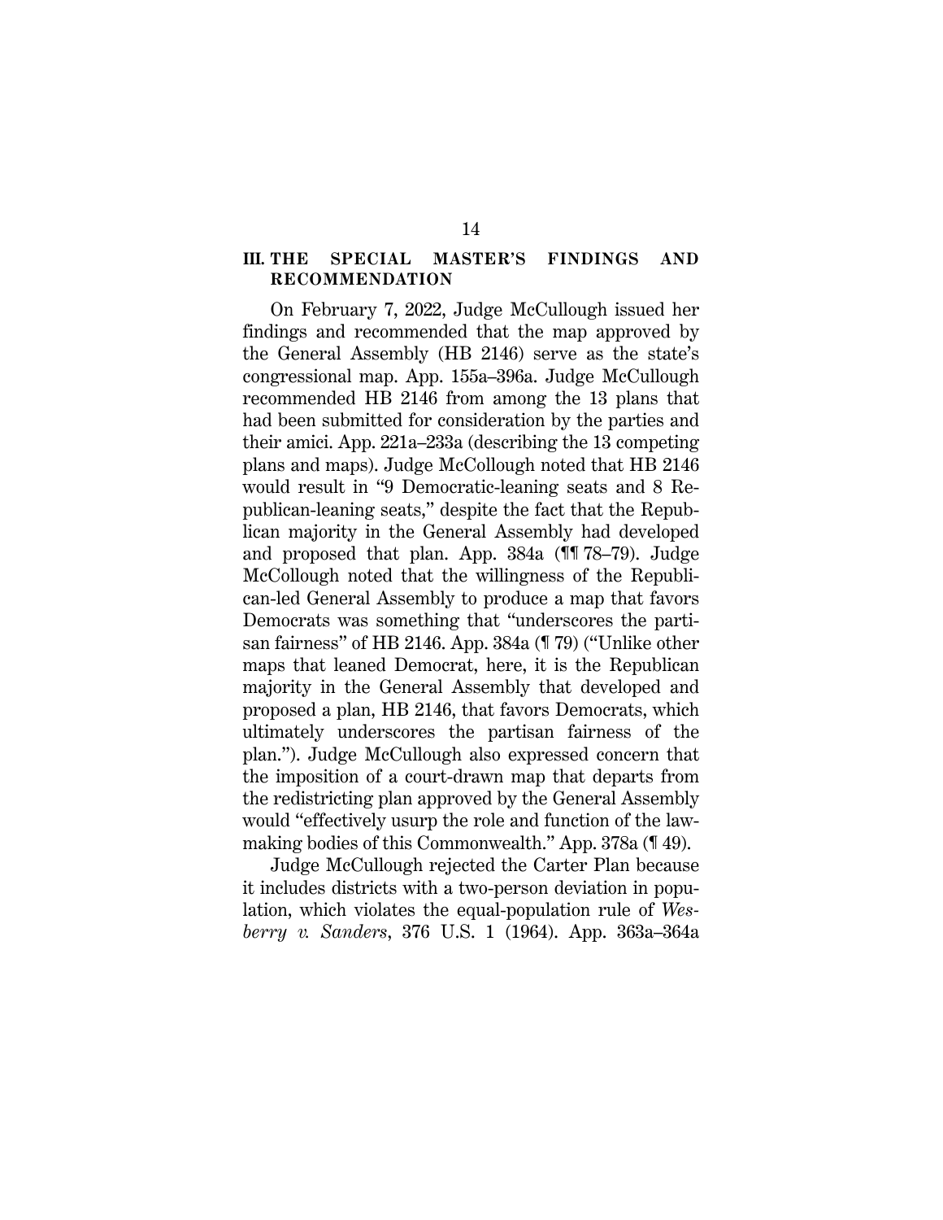## III. THE SPECIAL MASTER'S FINDINGS AND RECOMMENDATION

On February 7, 2022, Judge McCullough issued her findings and recommended that the map approved by the General Assembly (HB 2146) serve as the state's congressional map. App. 155a–396a. Judge McCullough recommended HB 2146 from among the 13 plans that had been submitted for consideration by the parties and their amici. App. 221a–233a (describing the 13 competing plans and maps). Judge McCollough noted that HB 2146 would result in "9 Democratic-leaning seats and 8 Republican-leaning seats," despite the fact that the Republican majority in the General Assembly had developed and proposed that plan. App. 384a (¶¶ 78–79). Judge McCollough noted that the willingness of the Republican-led General Assembly to produce a map that favors Democrats was something that "underscores the partisan fairness" of HB 2146. App. 384a (¶ 79) ("Unlike other maps that leaned Democrat, here, it is the Republican majority in the General Assembly that developed and proposed a plan, HB 2146, that favors Democrats, which ultimately underscores the partisan fairness of the plan."). Judge McCullough also expressed concern that the imposition of a court-drawn map that departs from the redistricting plan approved by the General Assembly would "effectively usurp the role and function of the law-making bodies of this Commonwealth." App. 378a (¶ 49).

Judge McCullough rejected the Carter Plan because it includes districts with a two-person deviation in population, which violates the equal-population rule of *Wesberry v. Sanders*, 376 U.S. 1 (1964). App. 363a–364a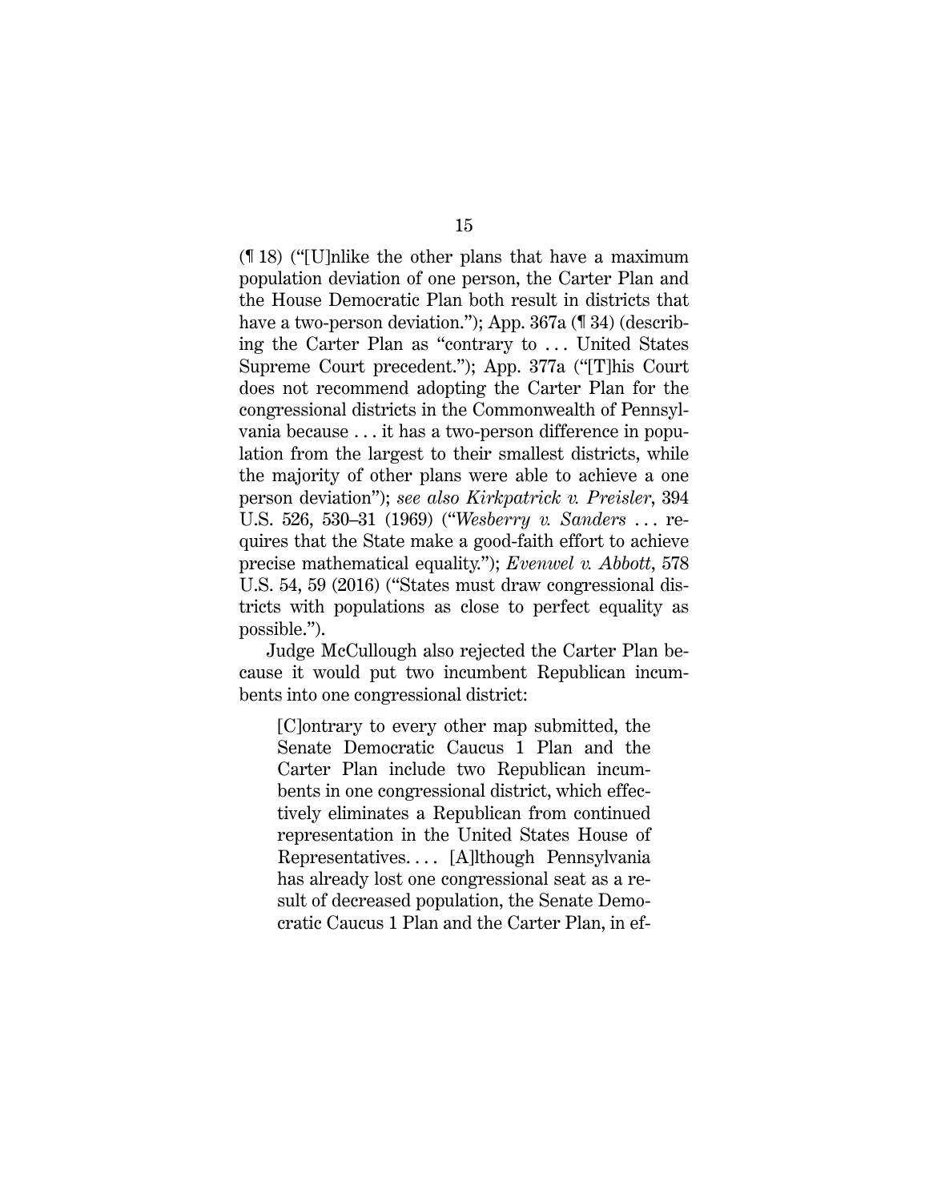(¶ 18) ("[U]nlike the other plans that have a maximum population deviation of one person, the Carter Plan and the House Democratic Plan both result in districts that have a two-person deviation."); App. 367a (¶ 34) (describing the Carter Plan as "contrary to . . . United States Supreme Court precedent."); App. 377a ("[T]his Court does not recommend adopting the Carter Plan for the congressional districts in the Commonwealth of Pennsylvania because . . . it has a two-person difference in population from the largest to their smallest districts, while the majority of other plans were able to achieve a one person deviation"); *see also Kirkpatrick v. Preisler*, 394 U.S. 526, 530–31 (1969) ("*Wesberry v. Sanders* . . . requires that the State make a good-faith effort to achieve precise mathematical equality."); *Evenwel v. Abbott*, 578 U.S. 54, 59 (2016) ("States must draw congressional districts with populations as close to perfect equality as possible.").

Judge McCullough also rejected the Carter Plan because it would put two incumbent Republican incumbents into one congressional district:

> [C]ontrary to every other map submitted, the Senate Democratic Caucus 1 Plan and the Carter Plan include two Republican incumbents in one congressional district, which effectively eliminates a Republican from continued representation in the United States House of Representatives. . . . [A]lthough Pennsylvania has already lost one congressional seat as a result of decreased population, the Senate Democratic Caucus 1 Plan and the Carter Plan, in ef-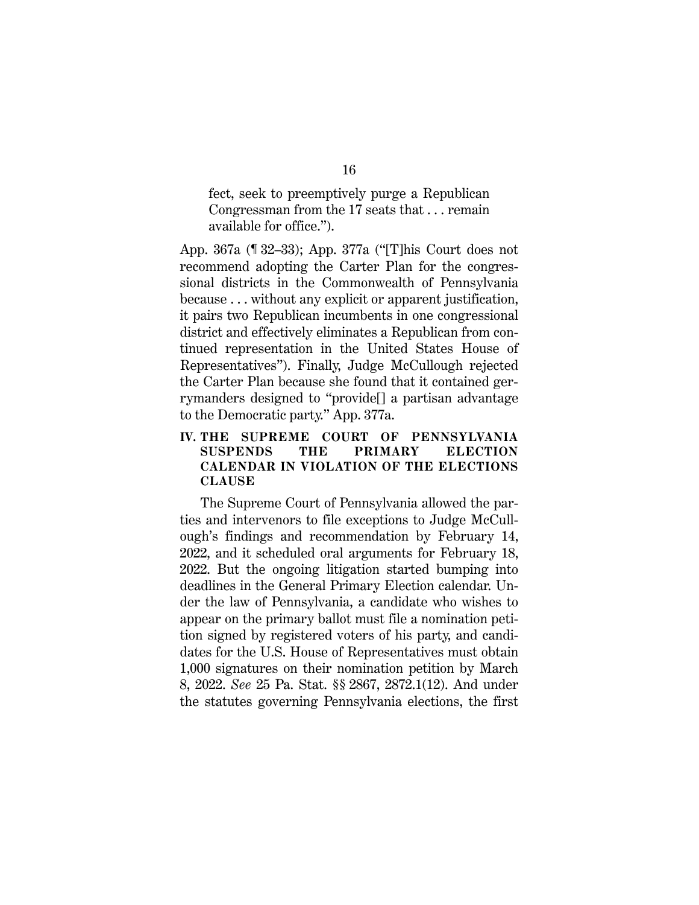> fect, seek to preemptively purge a Republican Congressman from the 17 seats that . . . remain available for office.").

App. 367a (¶ 32–33); App. 377a ("[T]his Court does not recommend adopting the Carter Plan for the congressional districts in the Commonwealth of Pennsylvania because . . . without any explicit or apparent justification, it pairs two Republican incumbents in one congressional district and effectively eliminates a Republican from continued representation in the United States House of Representatives"). Finally, Judge McCullough rejected the Carter Plan because she found that it contained gerrymanders designed to "provide[] a partisan advantage to the Democratic party." App. 377a.

## IV. THE SUPREME COURT OF PENNSYLVANIA SUSPENDS THE PRIMARY ELECTION CALENDAR IN VIOLATION OF THE ELECTIONS CLAUSE

The Supreme Court of Pennsylvania allowed the parties and intervenors to file exceptions to Judge McCullough's findings and recommendation by February 14, 2022, and it scheduled oral arguments for February 18, 2022. But the ongoing litigation started bumping into deadlines in the General Primary Election calendar. Under the law of Pennsylvania, a candidate who wishes to appear on the primary ballot must file a nomination petition signed by registered voters of his party, and candidates for the U.S. House of Representatives must obtain 1,000 signatures on their nomination petition by March 8, 2022. *See* 25 Pa. Stat. §§ 2867, 2872.1(12). And under the statutes governing Pennsylvania elections, the first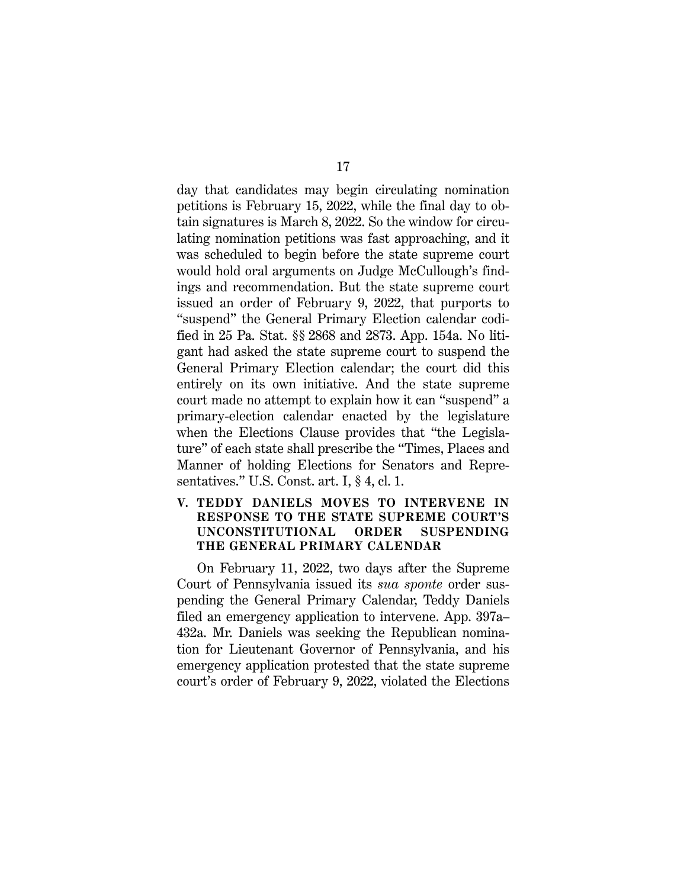day that candidates may begin circulating nomination petitions is February 15, 2022, while the final day to obtain signatures is March 8, 2022. So the window for circulating nomination petitions was fast approaching, and it was scheduled to begin before the state supreme court would hold oral arguments on Judge McCullough's findings and recommendation. But the state supreme court issued an order of February 9, 2022, that purports to "suspend" the General Primary Election calendar codified in 25 Pa. Stat. §§ 2868 and 2873. App. 154a. No litigant had asked the state supreme court to suspend the General Primary Election calendar; the court did this entirely on its own initiative. And the state supreme court made no attempt to explain how it can "suspend" a primary-election calendar enacted by the legislature when the Elections Clause provides that "the Legislature" of each state shall prescribe the "Times, Places and Manner of holding Elections for Senators and Representatives." U.S. Const. art. I, § 4, cl. 1.

## V. TEDDY DANIELS MOVES TO INTERVENE IN RESPONSE TO THE STATE SUPREME COURT'S UNCONSTITUTIONAL ORDER SUSPENDING THE GENERAL PRIMARY CALENDAR

On February 11, 2022, two days after the Supreme Court of Pennsylvania issued its *sua sponte* order suspending the General Primary Calendar, Teddy Daniels filed an emergency application to intervene. App. 397a–432a. Mr. Daniels was seeking the Republican nomination for Lieutenant Governor of Pennsylvania, and his emergency application protested that the state supreme court's order of February 9, 2022, violated the Elections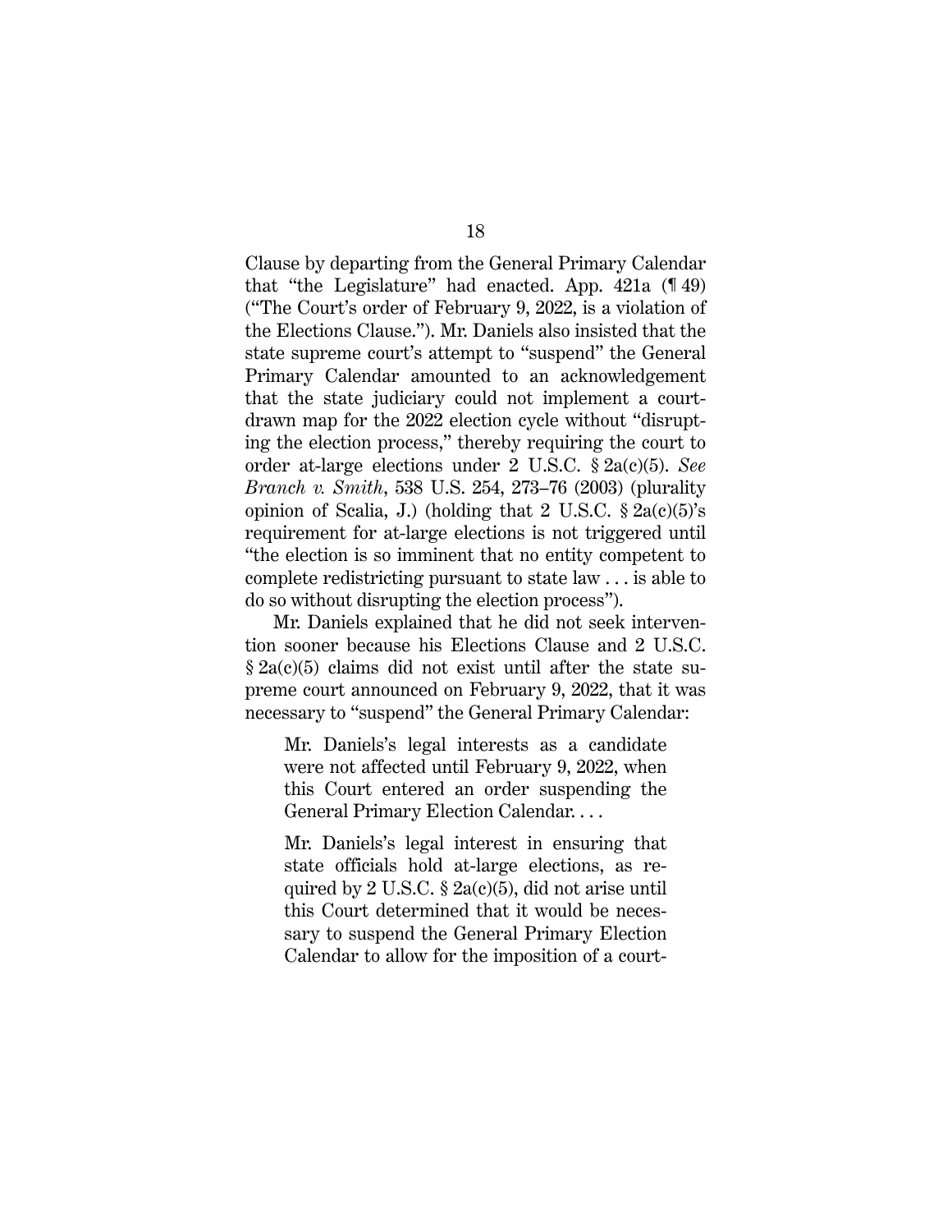Clause by departing from the General Primary Calendar that "the Legislature" had enacted. App. 421a (¶ 49) ("The Court's order of February 9, 2022, is a violation of the Elections Clause."). Mr. Daniels also insisted that the state supreme court's attempt to "suspend" the General Primary Calendar amounted to an acknowledgement that the state judiciary could not implement a court-drawn map for the 2022 election cycle without "disrupting the election process," thereby requiring the court to order at-large elections under 2 U.S.C. § 2a(c)(5). *See Branch v. Smith*, 538 U.S. 254, 273–76 (2003) (plurality opinion of Scalia, J.) (holding that 2 U.S.C. § 2a(c)(5)'s requirement for at-large elections is not triggered until "the election is so imminent that no entity competent to complete redistricting pursuant to state law . . . is able to do so without disrupting the election process").

Mr. Daniels explained that he did not seek intervention sooner because his Elections Clause and 2 U.S.C. § 2a(c)(5) claims did not exist until after the state supreme court announced on February 9, 2022, that it was necessary to "suspend" the General Primary Calendar:

> Mr. Daniels's legal interests as a candidate were not affected until February 9, 2022, when this Court entered an order suspending the General Primary Election Calendar. . . .
>
> Mr. Daniels's legal interest in ensuring that state officials hold at-large elections, as required by 2 U.S.C. § 2a(c)(5), did not arise until this Court determined that it would be necessary to suspend the General Primary Election Calendar to allow for the imposition of a court-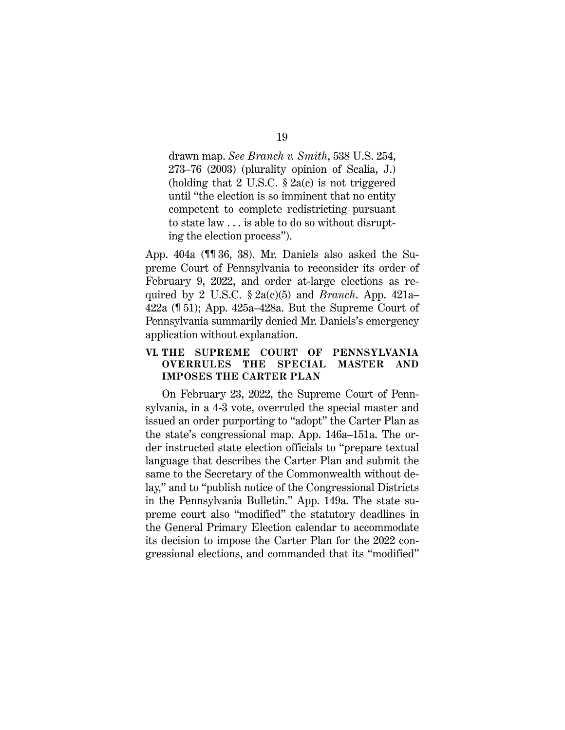> drawn map. *See Branch v. Smith*, 538 U.S. 254, 273–76 (2003) (plurality opinion of Scalia, J.) (holding that 2 U.S.C. § 2a(c) is not triggered until "the election is so imminent that no entity competent to complete redistricting pursuant to state law . . . is able to do so without disrupting the election process").

App. 404a (¶¶ 36, 38). Mr. Daniels also asked the Supreme Court of Pennsylvania to reconsider its order of February 9, 2022, and order at-large elections as required by 2 U.S.C. § 2a(c)(5) and *Branch*. App. 421a–422a (¶ 51); App. 425a–428a. But the Supreme Court of Pennsylvania summarily denied Mr. Daniels's emergency application without explanation.

## VI. THE SUPREME COURT OF PENNSYLVANIA OVERRULES THE SPECIAL MASTER AND IMPOSES THE CARTER PLAN

On February 23, 2022, the Supreme Court of Pennsylvania, in a 4-3 vote, overruled the special master and issued an order purporting to "adopt" the Carter Plan as the state's congressional map. App. 146a–151a. The order instructed state election officials to "prepare textual language that describes the Carter Plan and submit the same to the Secretary of the Commonwealth without delay," and to "publish notice of the Congressional Districts in the Pennsylvania Bulletin." App. 149a. The state supreme court also "modified" the statutory deadlines in the General Primary Election calendar to accommodate its decision to impose the Carter Plan for the 2022 congressional elections, and commanded that its "modified"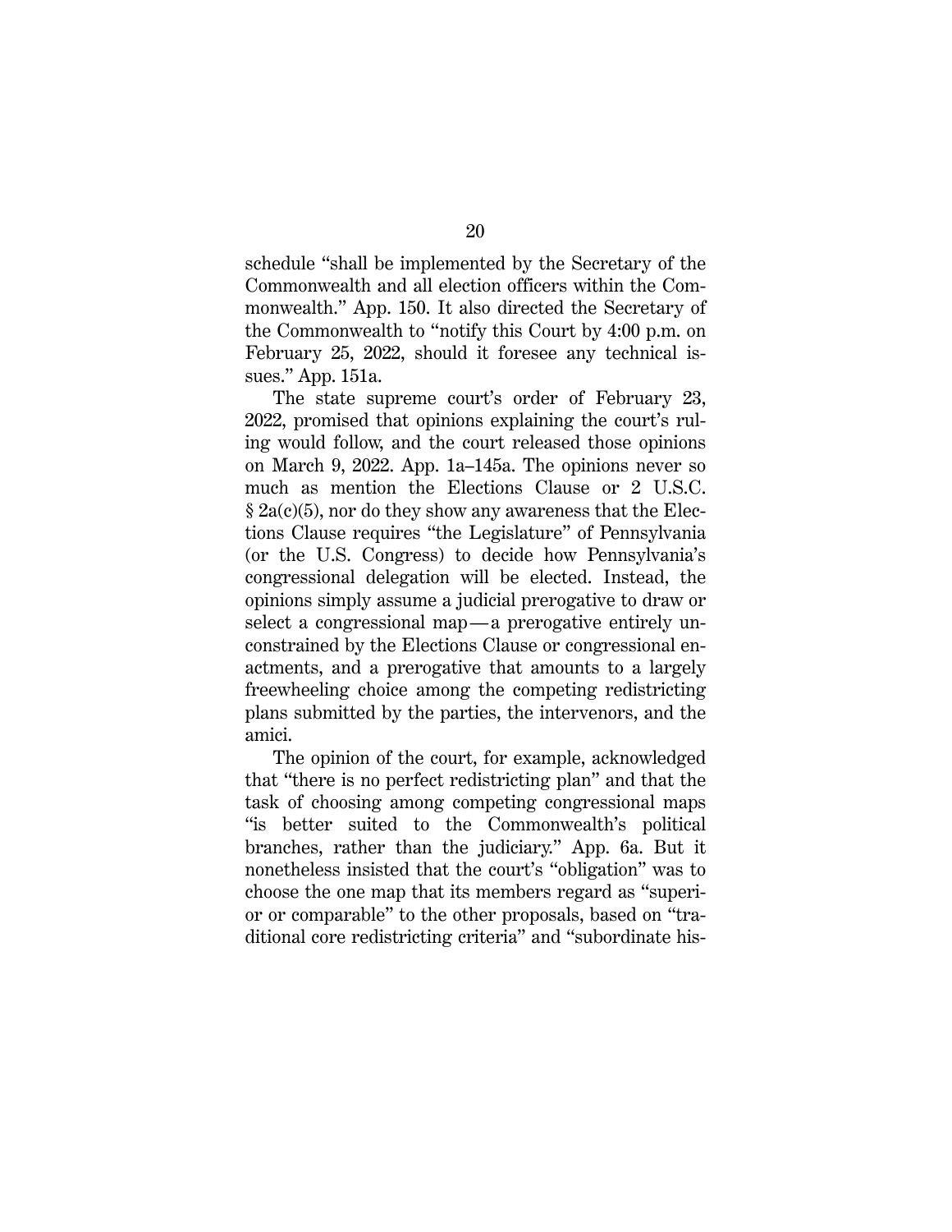schedule "shall be implemented by the Secretary of the Commonwealth and all election officers within the Commonwealth." App. 150. It also directed the Secretary of the Commonwealth to "notify this Court by 4:00 p.m. on February 25, 2022, should it foresee any technical issues." App. 151a.

The state supreme court's order of February 23, 2022, promised that opinions explaining the court's ruling would follow, and the court released those opinions on March 9, 2022. App. 1a–145a. The opinions never so much as mention the Elections Clause or 2 U.S.C. § 2a(c)(5), nor do they show any awareness that the Elections Clause requires "the Legislature" of Pennsylvania (or the U.S. Congress) to decide how Pennsylvania's congressional delegation will be elected. Instead, the opinions simply assume a judicial prerogative to draw or select a congressional map—a prerogative entirely unconstrained by the Elections Clause or congressional enactments, and a prerogative that amounts to a largely freewheeling choice among the competing redistricting plans submitted by the parties, the intervenors, and the amici.

The opinion of the court, for example, acknowledged that "there is no perfect redistricting plan" and that the task of choosing among competing congressional maps "is better suited to the Commonwealth's political branches, rather than the judiciary." App. 6a. But it nonetheless insisted that the court's "obligation" was to choose the one map that its members regard as "superior or comparable" to the other proposals, based on "traditional core redistricting criteria" and "subordinate his-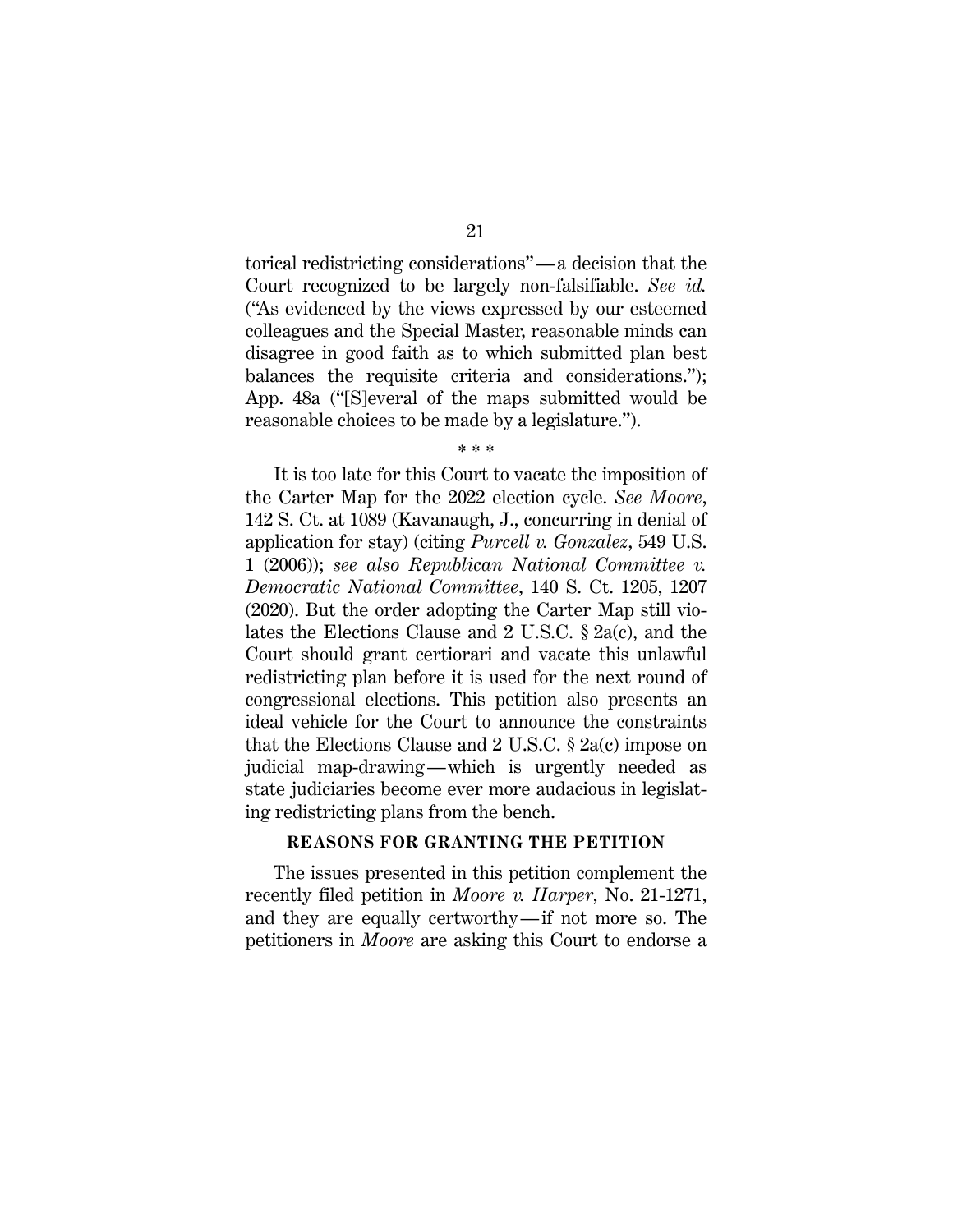torical redistricting considerations"—a decision that the Court recognized to be largely non-falsifiable. *See id.* ("As evidenced by the views expressed by our esteemed colleagues and the Special Master, reasonable minds can disagree in good faith as to which submitted plan best balances the requisite criteria and considerations."); App. 48a ("[S]everal of the maps submitted would be reasonable choices to be made by a legislature.").

\* \* \*

It is too late for this Court to vacate the imposition of the Carter Map for the 2022 election cycle. *See Moore*, 142 S. Ct. at 1089 (Kavanaugh, J., concurring in denial of application for stay) (citing *Purcell v. Gonzalez*, 549 U.S. 1 (2006)); *see also Republican National Committee v. Democratic National Committee*, 140 S. Ct. 1205, 1207 (2020). But the order adopting the Carter Map still violates the Elections Clause and 2 U.S.C. § 2a(c), and the Court should grant certiorari and vacate this unlawful redistricting plan before it is used for the next round of congressional elections. This petition also presents an ideal vehicle for the Court to announce the constraints that the Elections Clause and 2 U.S.C. § 2a(c) impose on judicial map-drawing—which is urgently needed as state judiciaries become ever more audacious in legislating redistricting plans from the bench.

## REASONS FOR GRANTING THE PETITION

The issues presented in this petition complement the recently filed petition in *Moore v. Harper*, No. 21-1271, and they are equally certworthy—if not more so. The petitioners in *Moore* are asking this Court to endorse a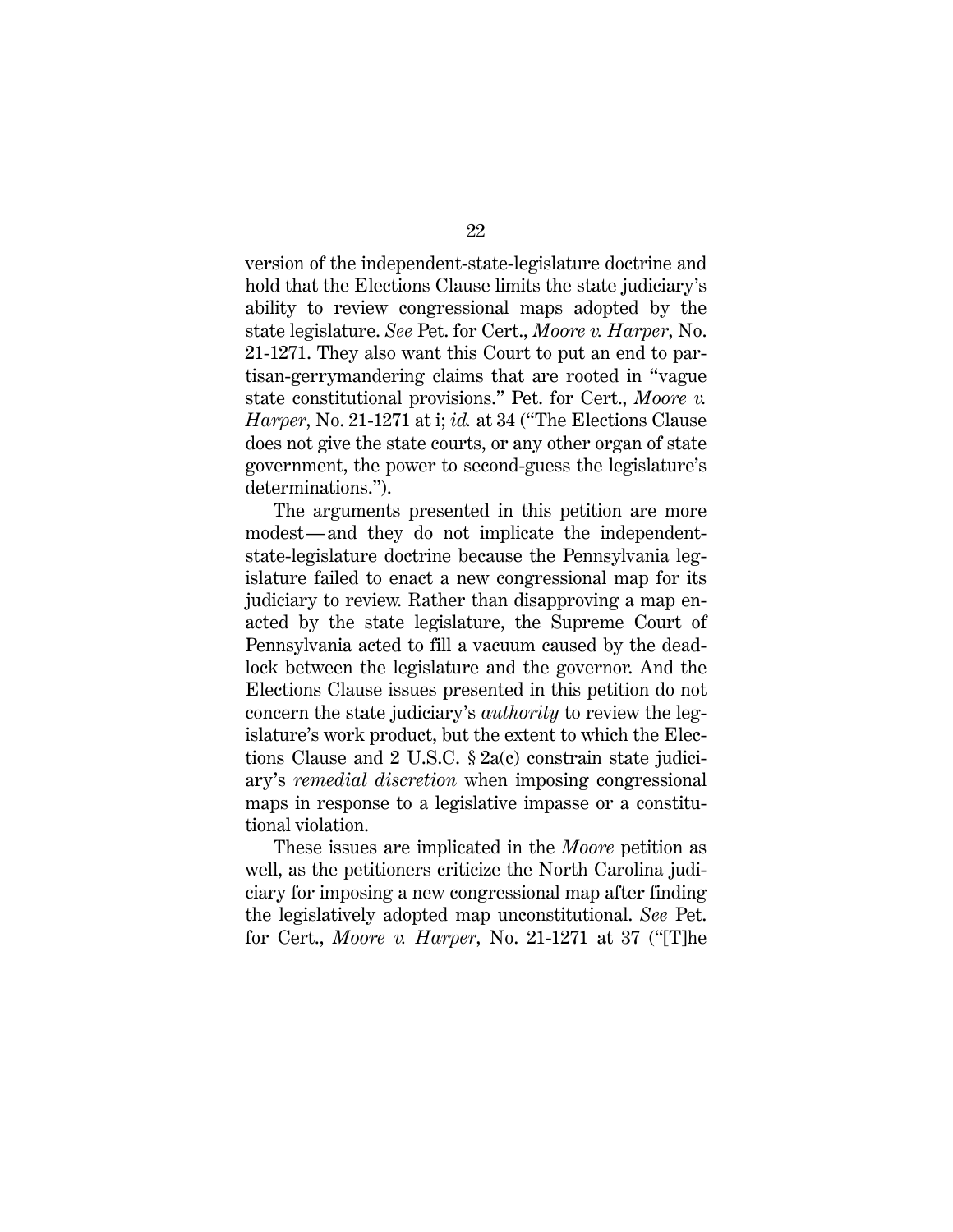version of the independent-state-legislature doctrine and hold that the Elections Clause limits the state judiciary's ability to review congressional maps adopted by the state legislature. *See* Pet. for Cert., *Moore v. Harper*, No. 21-1271. They also want this Court to put an end to partisan-gerrymandering claims that are rooted in "vague state constitutional provisions." Pet. for Cert., *Moore v. Harper*, No. 21-1271 at i; *id.* at 34 ("The Elections Clause does not give the state courts, or any other organ of state government, the power to second-guess the legislature's determinations.").

The arguments presented in this petition are more modest — and they do not implicate the independent-state-legislature doctrine because the Pennsylvania legislature failed to enact a new congressional map for its judiciary to review. Rather than disapproving a map enacted by the state legislature, the Supreme Court of Pennsylvania acted to fill a vacuum caused by the deadlock between the legislature and the governor. And the Elections Clause issues presented in this petition do not concern the state judiciary's *authority* to review the legislature's work product, but the extent to which the Elections Clause and 2 U.S.C. § 2a(c) constrain state judiciary's *remedial discretion* when imposing congressional maps in response to a legislative impasse or a constitutional violation.

These issues are implicated in the *Moore* petition as well, as the petitioners criticize the North Carolina judiciary for imposing a new congressional map after finding the legislatively adopted map unconstitutional. *See* Pet. for Cert., *Moore v. Harper*, No. 21-1271 at 37 ("[T]he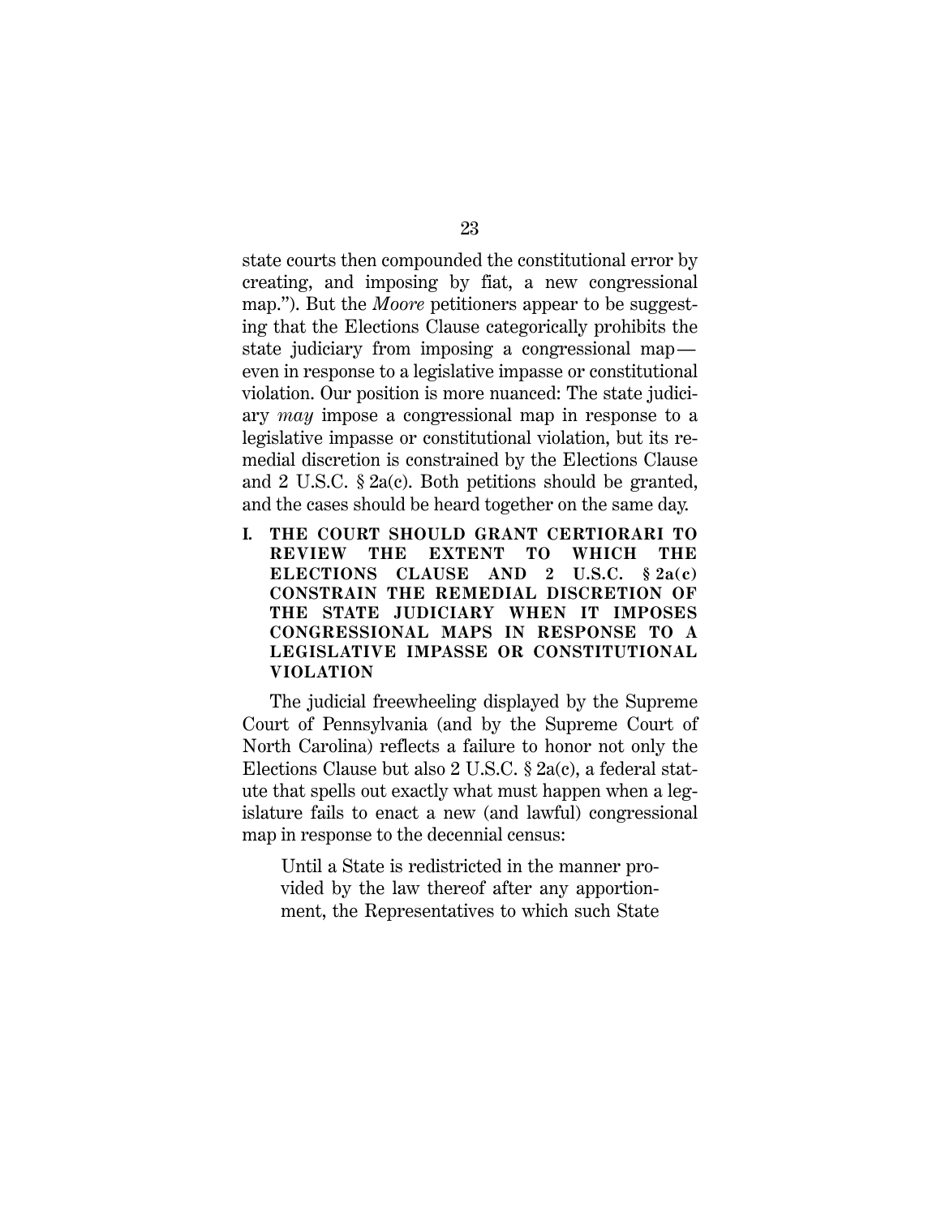state courts then compounded the constitutional error by creating, and imposing by fiat, a new congressional map."). But the *Moore* petitioners appear to be suggesting that the Elections Clause categorically prohibits the state judiciary from imposing a congressional map—even in response to a legislative impasse or constitutional violation. Our position is more nuanced: The state judiciary *may* impose a congressional map in response to a legislative impasse or constitutional violation, but its remedial discretion is constrained by the Elections Clause and 2 U.S.C. § 2a(c). Both petitions should be granted, and the cases should be heard together on the same day.

## I. THE COURT SHOULD GRANT CERTIORARI TO REVIEW THE EXTENT TO WHICH THE ELECTIONS CLAUSE AND 2 U.S.C. § 2a(c) CONSTRAIN THE REMEDIAL DISCRETION OF THE STATE JUDICIARY WHEN IT IMPOSES CONGRESSIONAL MAPS IN RESPONSE TO A LEGISLATIVE IMPASSE OR CONSTITUTIONAL VIOLATION

The judicial freewheeling displayed by the Supreme Court of Pennsylvania (and by the Supreme Court of North Carolina) reflects a failure to honor not only the Elections Clause but also 2 U.S.C. § 2a(c), a federal statute that spells out exactly what must happen when a legislature fails to enact a new (and lawful) congressional map in response to the decennial census:

> Until a State is redistricted in the manner provided by the law thereof after any apportionment, the Representatives to which such State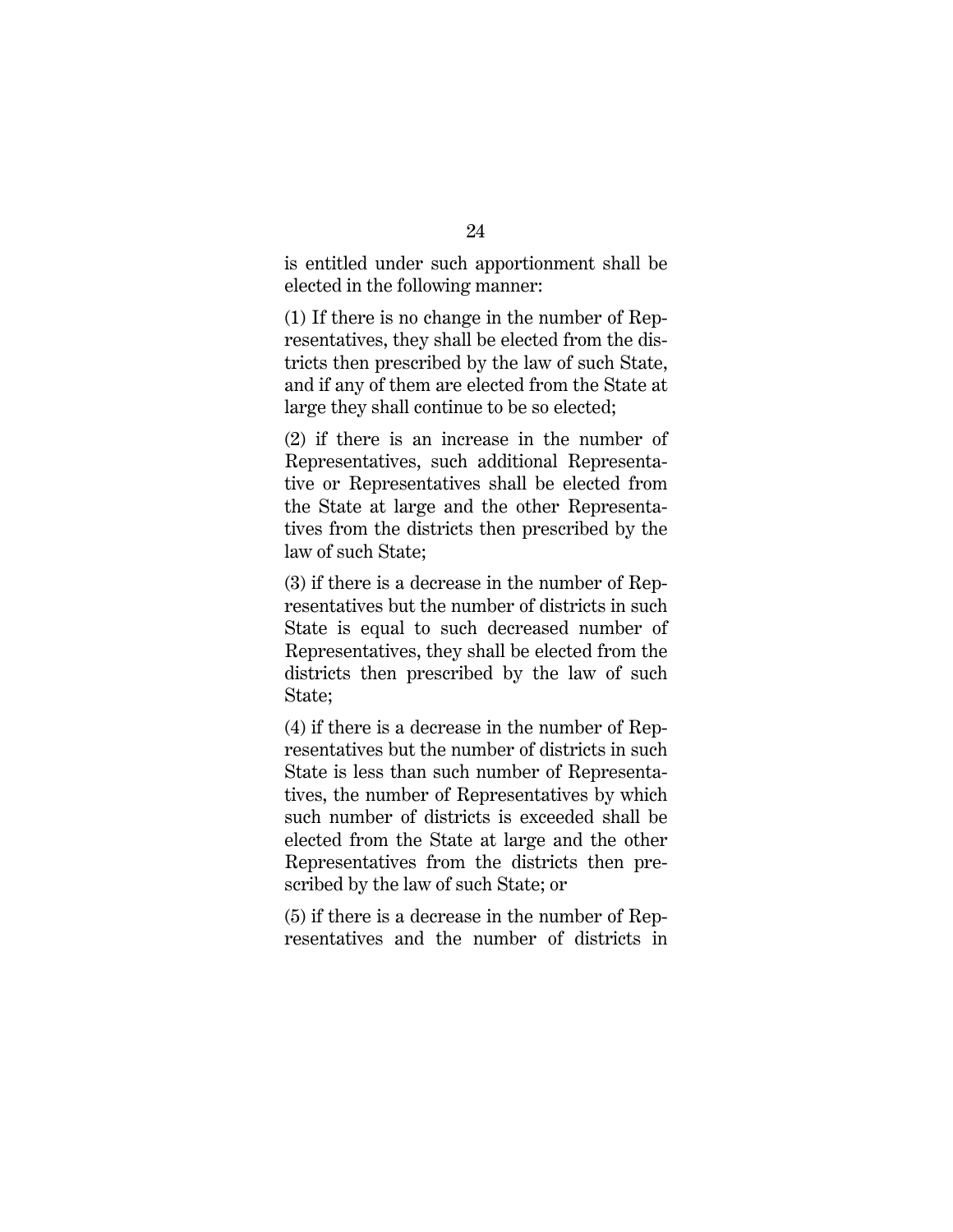is entitled under such apportionment shall be elected in the following manner:

(1) If there is no change in the number of Representatives, they shall be elected from the districts then prescribed by the law of such State, and if any of them are elected from the State at large they shall continue to be so elected;

(2) if there is an increase in the number of Representatives, such additional Representative or Representatives shall be elected from the State at large and the other Representatives from the districts then prescribed by the law of such State;

(3) if there is a decrease in the number of Representatives but the number of districts in such State is equal to such decreased number of Representatives, they shall be elected from the districts then prescribed by the law of such State;

(4) if there is a decrease in the number of Representatives but the number of districts in such State is less than such number of Representatives, the number of Representatives by which such number of districts is exceeded shall be elected from the State at large and the other Representatives from the districts then prescribed by the law of such State; or

(5) if there is a decrease in the number of Representatives and the number of districts in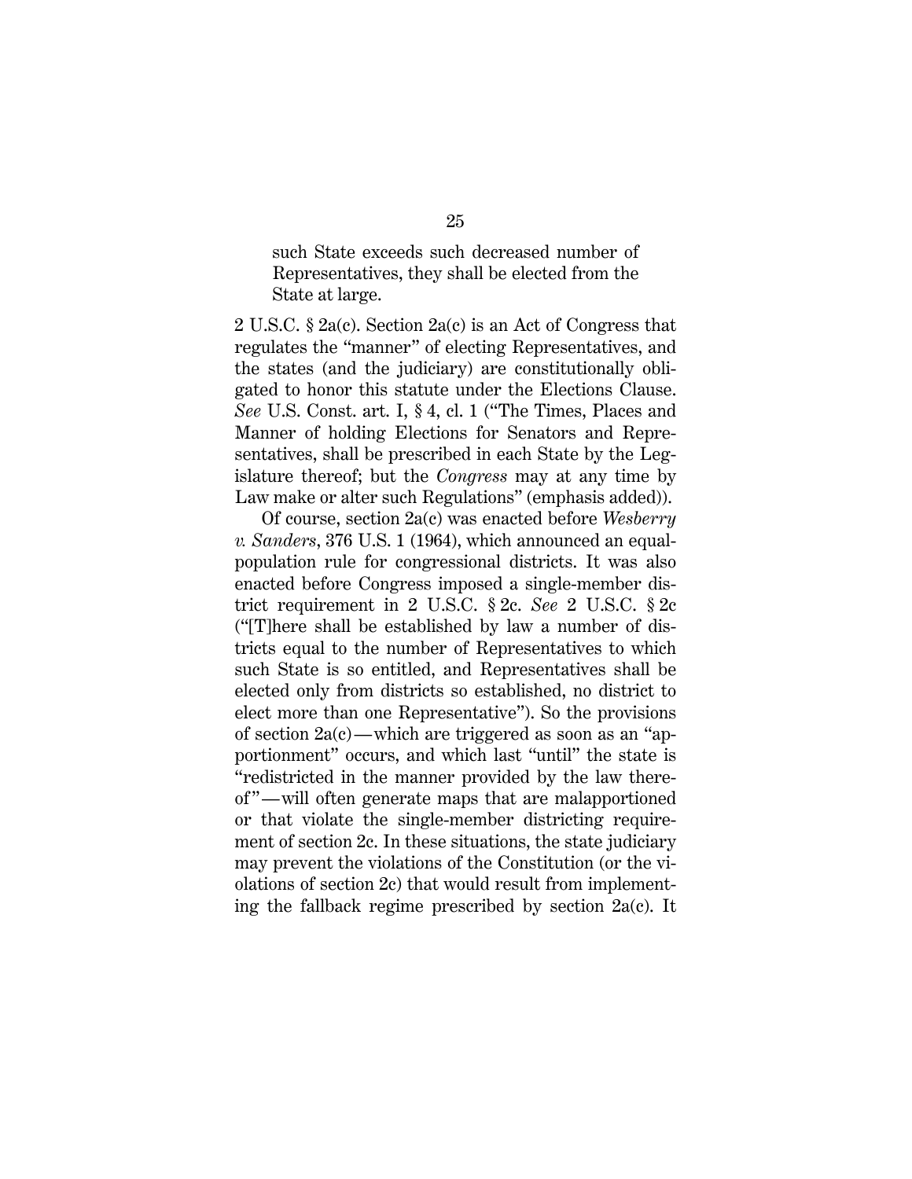> such State exceeds such decreased number of Representatives, they shall be elected from the State at large.

2 U.S.C. § 2a(c). Section 2a(c) is an Act of Congress that regulates the "manner" of electing Representatives, and the states (and the judiciary) are constitutionally obligated to honor this statute under the Elections Clause. *See* U.S. Const. art. I, § 4, cl. 1 ("The Times, Places and Manner of holding Elections for Senators and Representatives, shall be prescribed in each State by the Legislature thereof; but the *Congress* may at any time by Law make or alter such Regulations" (emphasis added)).

Of course, section 2a(c) was enacted before *Wesberry v. Sanders*, 376 U.S. 1 (1964), which announced an equal-population rule for congressional districts. It was also enacted before Congress imposed a single-member district requirement in 2 U.S.C. § 2c. *See* 2 U.S.C. § 2c ("[T]here shall be established by law a number of districts equal to the number of Representatives to which such State is so entitled, and Representatives shall be elected only from districts so established, no district to elect more than one Representative"). So the provisions of section 2a(c)—which are triggered as soon as an "apportionment" occurs, and which last "until" the state is "redistricted in the manner provided by the law thereof"—will often generate maps that are malapportioned or that violate the single-member districting requirement of section 2c. In these situations, the state judiciary may prevent the violations of the Constitution (or the violations of section 2c) that would result from implementing the fallback regime prescribed by section 2a(c). It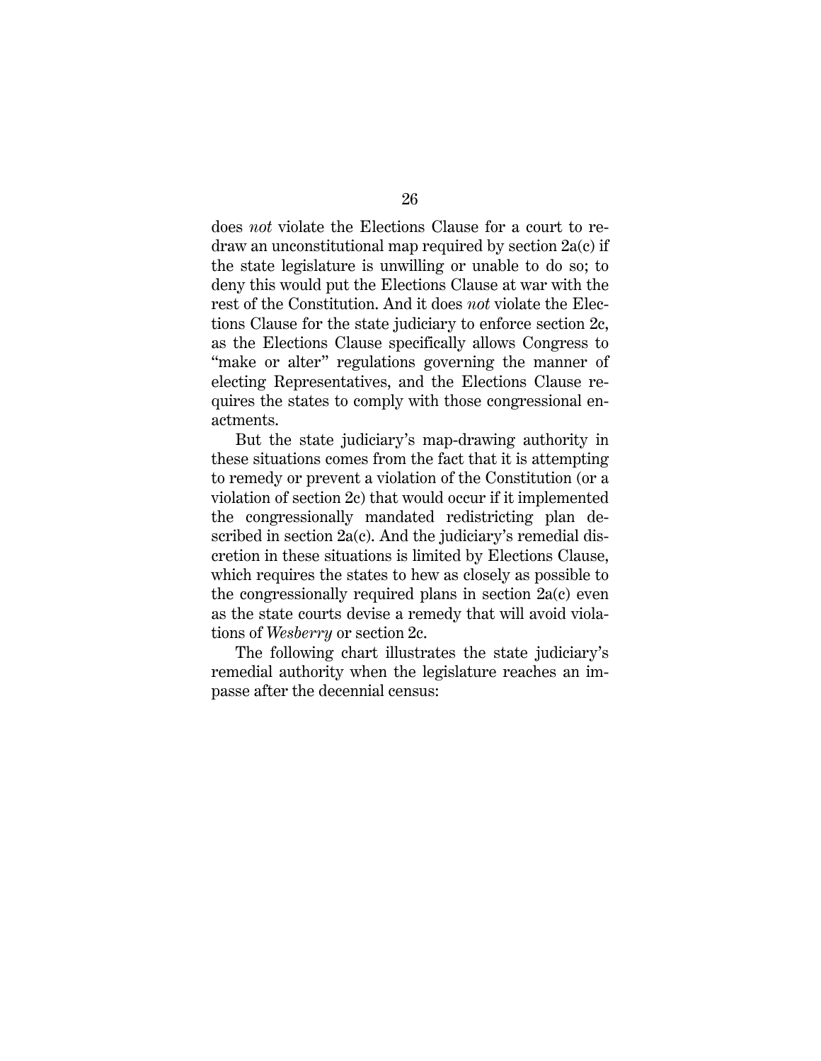does *not* violate the Elections Clause for a court to redraw an unconstitutional map required by section 2a(c) if the state legislature is unwilling or unable to do so; to deny this would put the Elections Clause at war with the rest of the Constitution. And it does *not* violate the Elections Clause for the state judiciary to enforce section 2c, as the Elections Clause specifically allows Congress to "make or alter" regulations governing the manner of electing Representatives, and the Elections Clause requires the states to comply with those congressional enactments.

But the state judiciary's map-drawing authority in these situations comes from the fact that it is attempting to remedy or prevent a violation of the Constitution (or a violation of section 2c) that would occur if it implemented the congressionally mandated redistricting plan described in section 2a(c). And the judiciary's remedial discretion in these situations is limited by Elections Clause, which requires the states to hew as closely as possible to the congressionally required plans in section 2a(c) even as the state courts devise a remedy that will avoid violations of *Wesberry* or section 2c.

The following chart illustrates the state judiciary's remedial authority when the legislature reaches an impasse after the decennial census: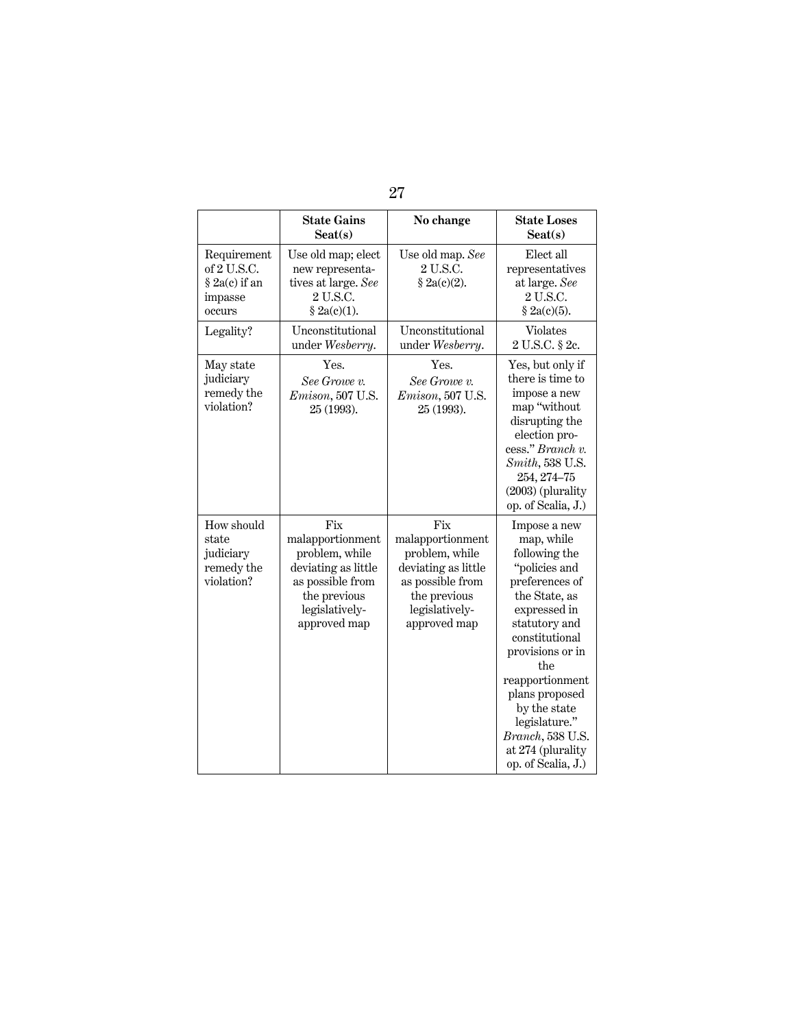| | **State Gains Seat(s)** | **No change** | **State Loses Seat(s)** |
|---|---|---|---|
| Requirement of 2 U.S.C. § 2a(c) if an impasse occurs | Use old map; elect new representatives at large. *See* 2 U.S.C. § 2a(c)(1). | Use old map. *See* 2 U.S.C. § 2a(c)(2). | Elect all representatives at large. *See* 2 U.S.C. § 2a(c)(5). |
| Legality? | Unconstitutional under *Wesberry*. | Unconstitutional under *Wesberry*. | Violates 2 U.S.C. § 2c. |
| May state judiciary remedy the violation? | Yes. *See Growe v. Emison*, 507 U.S. 25 (1993). | Yes. *See Growe v. Emison*, 507 U.S. 25 (1993). | Yes, but only if there is time to impose a new map "without disrupting the election process." *Branch v. Smith*, 538 U.S. 254, 274–75 (2003) (plurality op. of Scalia, J.) |
| How should state judiciary remedy the violation? | Fix malapportionment problem, while deviating as little as possible from the previous legislatively-approved map | Fix malapportionment problem, while deviating as little as possible from the previous legislatively-approved map | Impose a new map, while following the "policies and preferences of the State, as expressed in statutory and constitutional provisions or in the reapportionment plans proposed by the state legislature." *Branch*, 538 U.S. at 274 (plurality op. of Scalia, J.) |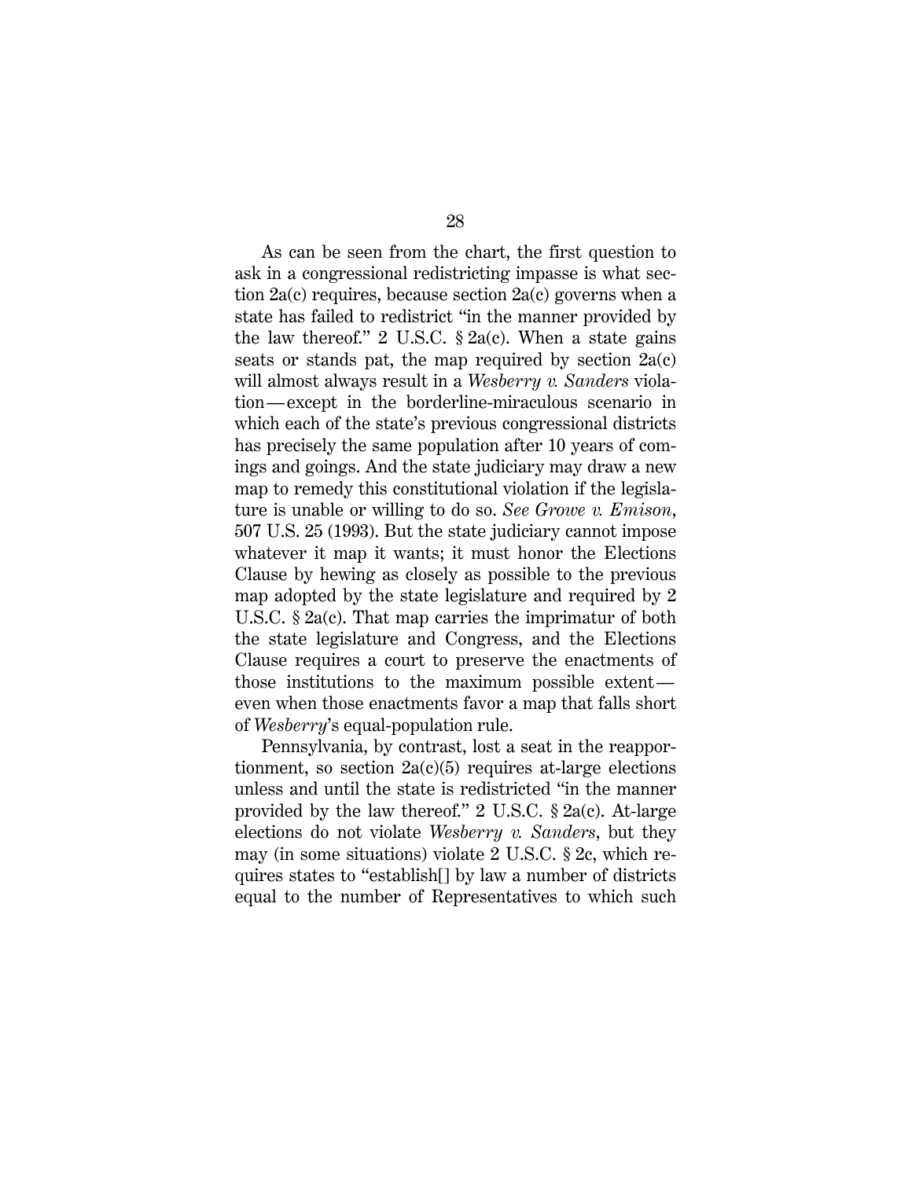As can be seen from the chart, the first question to ask in a congressional redistricting impasse is what section 2a(c) requires, because section 2a(c) governs when a state has failed to redistrict "in the manner provided by the law thereof." 2 U.S.C. § 2a(c). When a state gains seats or stands pat, the map required by section 2a(c) will almost always result in a *Wesberry v. Sanders* violation—except in the borderline-miraculous scenario in which each of the state's previous congressional districts has precisely the same population after 10 years of comings and goings. And the state judiciary may draw a new map to remedy this constitutional violation if the legislature is unable or willing to do so. *See Growe v. Emison*, 507 U.S. 25 (1993). But the state judiciary cannot impose whatever it map it wants; it must honor the Elections Clause by hewing as closely as possible to the previous map adopted by the state legislature and required by 2 U.S.C. § 2a(c). That map carries the imprimatur of both the state legislature and Congress, and the Elections Clause requires a court to preserve the enactments of those institutions to the maximum possible extent—even when those enactments favor a map that falls short of *Wesberry*'s equal-population rule.

Pennsylvania, by contrast, lost a seat in the reapportionment, so section 2a(c)(5) requires at-large elections unless and until the state is redistricted "in the manner provided by the law thereof." 2 U.S.C. § 2a(c). At-large elections do not violate *Wesberry v. Sanders*, but they may (in some situations) violate 2 U.S.C. § 2c, which requires states to "establish[] by law a number of districts equal to the number of Representatives to which such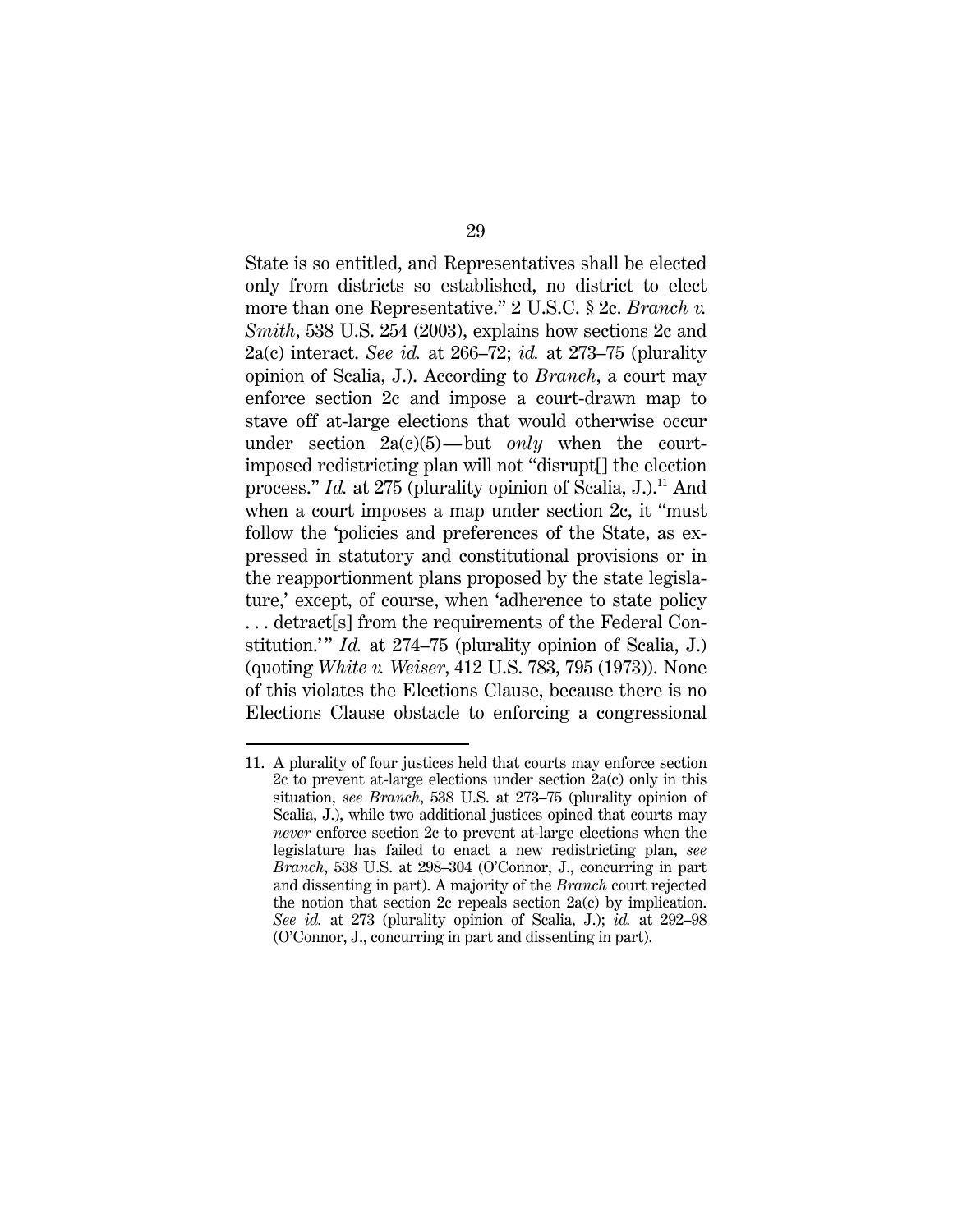State is so entitled, and Representatives shall be elected only from districts so established, no district to elect more than one Representative." 2 U.S.C. § 2c. *Branch v. Smith*, 538 U.S. 254 (2003), explains how sections 2c and 2a(c) interact. *See id.* at 266–72; *id.* at 273–75 (plurality opinion of Scalia, J.). According to *Branch*, a court may enforce section 2c and impose a court-drawn map to stave off at-large elections that would otherwise occur under section 2a(c)(5)—but *only* when the court-imposed redistricting plan will not "disrupt[] the election process." *Id.* at 275 (plurality opinion of Scalia, J.).[11] And when a court imposes a map under section 2c, it "must follow the 'policies and preferences of the State, as expressed in statutory and constitutional provisions or in the reapportionment plans proposed by the state legislature,' except, of course, when 'adherence to state policy . . . detract[s] from the requirements of the Federal Constitution.'" *Id.* at 274–75 (plurality opinion of Scalia, J.) (quoting *White v. Weiser*, 412 U.S. 783, 795 (1973)). None of this violates the Elections Clause, because there is no Elections Clause obstacle to enforcing a congressional

11. A plurality of four justices held that courts may enforce section 2c to prevent at-large elections under section 2a(c) only in this situation, *see Branch*, 538 U.S. at 273–75 (plurality opinion of Scalia, J.), while two additional justices opined that courts may *never* enforce section 2c to prevent at-large elections when the legislature has failed to enact a new redistricting plan, *see Branch*, 538 U.S. at 298–304 (O'Connor, J., concurring in part and dissenting in part). A majority of the *Branch* court rejected the notion that section 2c repeals section 2a(c) by implication. *See id.* at 273 (plurality opinion of Scalia, J.); *id.* at 292–98 (O'Connor, J., concurring in part and dissenting in part).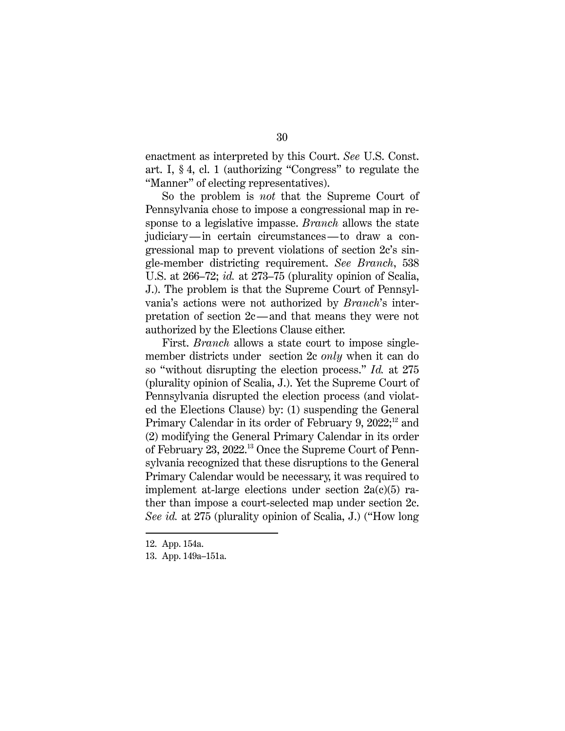enactment as interpreted by this Court. *See* U.S. Const. art. I, § 4, cl. 1 (authorizing "Congress" to regulate the "Manner" of electing representatives).

So the problem is *not* that the Supreme Court of Pennsylvania chose to impose a congressional map in response to a legislative impasse. *Branch* allows the state judiciary—in certain circumstances—to draw a congressional map to prevent violations of section 2c's single-member districting requirement. *See Branch*, 538 U.S. at 266–72; *id.* at 273–75 (plurality opinion of Scalia, J.). The problem is that the Supreme Court of Pennsylvania's actions were not authorized by *Branch*'s interpretation of section 2c—and that means they were not authorized by the Elections Clause either.

First. *Branch* allows a state court to impose single-member districts under section 2c *only* when it can do so "without disrupting the election process." *Id.* at 275 (plurality opinion of Scalia, J.). Yet the Supreme Court of Pennsylvania disrupted the election process (and violated the Elections Clause) by: (1) suspending the General Primary Calendar in its order of February 9, 2022;[12] and (2) modifying the General Primary Calendar in its order of February 23, 2022.[13] Once the Supreme Court of Pennsylvania recognized that these disruptions to the General Primary Calendar would be necessary, it was required to implement at-large elections under section 2a(c)(5) rather than impose a court-selected map under section 2c. *See id.* at 275 (plurality opinion of Scalia, J.) ("How long

12. App. 154a.

13. App. 149a–151a.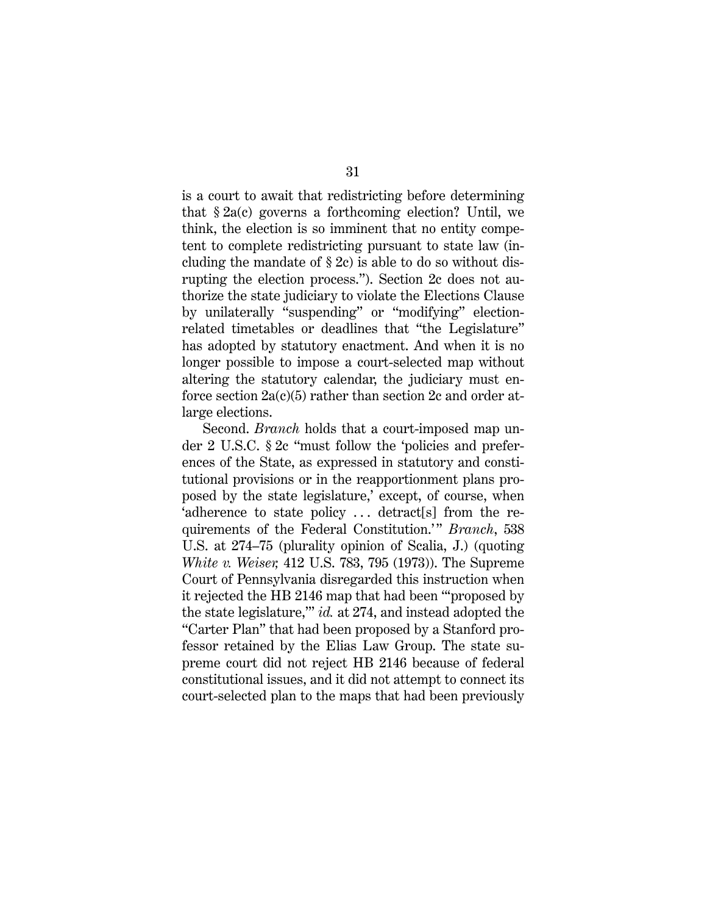is a court to await that redistricting before determining that § 2a(c) governs a forthcoming election? Until, we think, the election is so imminent that no entity competent to complete redistricting pursuant to state law (including the mandate of § 2c) is able to do so without disrupting the election process."). Section 2c does not authorize the state judiciary to violate the Elections Clause by unilaterally "suspending" or "modifying" election-related timetables or deadlines that "the Legislature" has adopted by statutory enactment. And when it is no longer possible to impose a court-selected map without altering the statutory calendar, the judiciary must enforce section 2a(c)(5) rather than section 2c and order at-large elections.

Second. *Branch* holds that a court-imposed map under 2 U.S.C. § 2c "must follow the 'policies and preferences of the State, as expressed in statutory and constitutional provisions or in the reapportionment plans proposed by the state legislature,' except, of course, when 'adherence to state policy . . . detract[s] from the requirements of the Federal Constitution.'" *Branch*, 538 U.S. at 274–75 (plurality opinion of Scalia, J.) (quoting *White v. Weiser,* 412 U.S. 783, 795 (1973)). The Supreme Court of Pennsylvania disregarded this instruction when it rejected the HB 2146 map that had been "'proposed by the state legislature,'" *id.* at 274, and instead adopted the "Carter Plan" that had been proposed by a Stanford professor retained by the Elias Law Group. The state supreme court did not reject HB 2146 because of federal constitutional issues, and it did not attempt to connect its court-selected plan to the maps that had been previously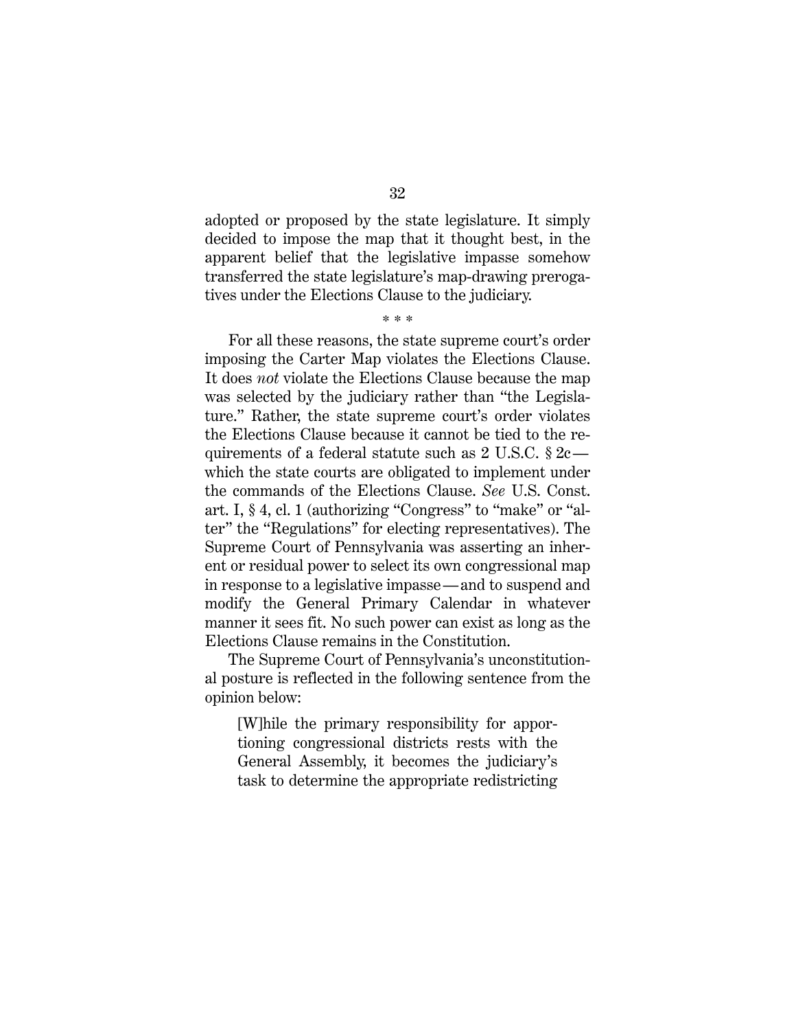adopted or proposed by the state legislature. It simply decided to impose the map that it thought best, in the apparent belief that the legislative impasse somehow transferred the state legislature's map-drawing prerogatives under the Elections Clause to the judiciary.

\* \* \*

For all these reasons, the state supreme court's order imposing the Carter Map violates the Elections Clause. It does *not* violate the Elections Clause because the map was selected by the judiciary rather than "the Legislature." Rather, the state supreme court's order violates the Elections Clause because it cannot be tied to the requirements of a federal statute such as 2 U.S.C. § 2c—which the state courts are obligated to implement under the commands of the Elections Clause. *See* U.S. Const. art. I, § 4, cl. 1 (authorizing "Congress" to "make" or "alter" the "Regulations" for electing representatives). The Supreme Court of Pennsylvania was asserting an inherent or residual power to select its own congressional map in response to a legislative impasse—and to suspend and modify the General Primary Calendar in whatever manner it sees fit. No such power can exist as long as the Elections Clause remains in the Constitution.

The Supreme Court of Pennsylvania's unconstitutional posture is reflected in the following sentence from the opinion below:

> [W]hile the primary responsibility for apportioning congressional districts rests with the General Assembly, it becomes the judiciary's task to determine the appropriate redistricting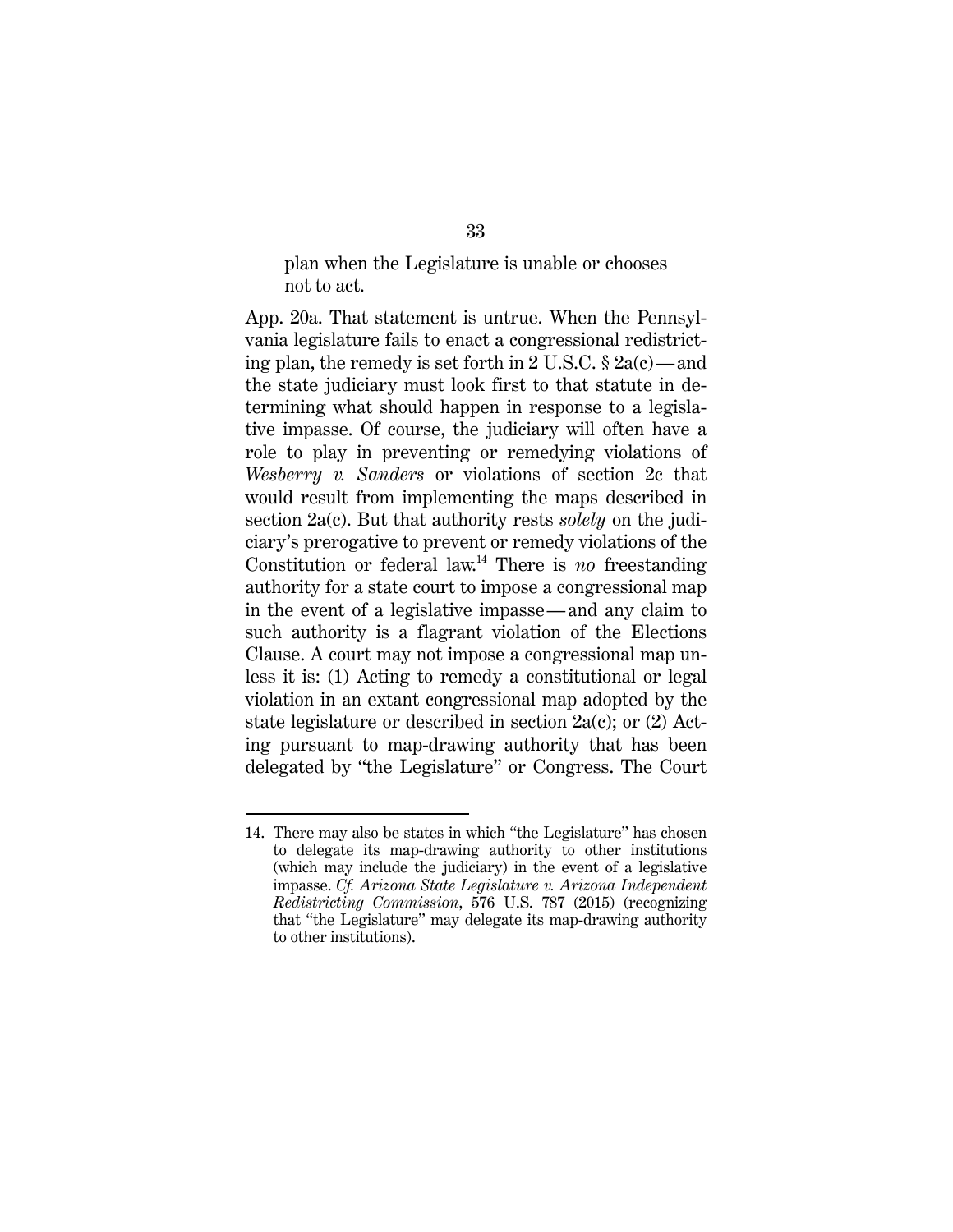> plan when the Legislature is unable or chooses not to act.

App. 20a. That statement is untrue. When the Pennsylvania legislature fails to enact a congressional redistricting plan, the remedy is set forth in 2 U.S.C. § 2a(c)—and the state judiciary must look first to that statute in determining what should happen in response to a legislative impasse. Of course, the judiciary will often have a role to play in preventing or remedying violations of *Wesberry v. Sanders* or violations of section 2c that would result from implementing the maps described in section 2a(c). But that authority rests *solely* on the judiciary's prerogative to prevent or remedy violations of the Constitution or federal law.[14] There is *no* freestanding authority for a state court to impose a congressional map in the event of a legislative impasse—and any claim to such authority is a flagrant violation of the Elections Clause. A court may not impose a congressional map unless it is: (1) Acting to remedy a constitutional or legal violation in an extant congressional map adopted by the state legislature or described in section 2a(c); or (2) Acting pursuant to map-drawing authority that has been delegated by "the Legislature" or Congress. The Court

---

14. There may also be states in which "the Legislature" has chosen to delegate its map-drawing authority to other institutions (which may include the judiciary) in the event of a legislative impasse. *Cf. Arizona State Legislature v. Arizona Independent Redistricting Commission*, 576 U.S. 787 (2015) (recognizing that "the Legislature" may delegate its map-drawing authority to other institutions).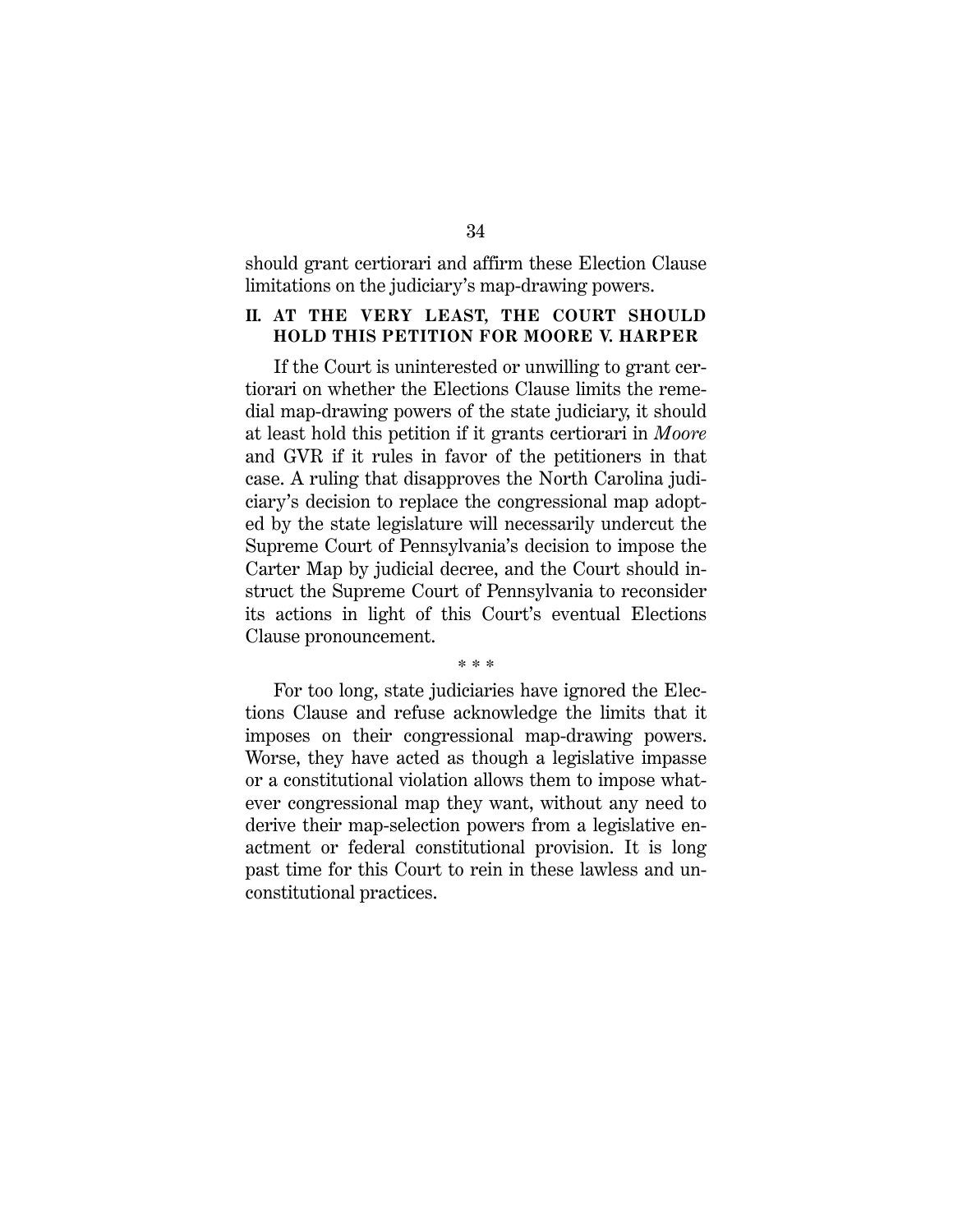should grant certiorari and affirm these Election Clause limitations on the judiciary's map-drawing powers.

## II. AT THE VERY LEAST, THE COURT SHOULD HOLD THIS PETITION FOR MOORE V. HARPER

If the Court is uninterested or unwilling to grant certiorari on whether the Elections Clause limits the remedial map-drawing powers of the state judiciary, it should at least hold this petition if it grants certiorari in *Moore* and GVR if it rules in favor of the petitioners in that case. A ruling that disapproves the North Carolina judiciary's decision to replace the congressional map adopted by the state legislature will necessarily undercut the Supreme Court of Pennsylvania's decision to impose the Carter Map by judicial decree, and the Court should instruct the Supreme Court of Pennsylvania to reconsider its actions in light of this Court's eventual Elections Clause pronouncement.

\* \* \*

For too long, state judiciaries have ignored the Elections Clause and refuse acknowledge the limits that it imposes on their congressional map-drawing powers. Worse, they have acted as though a legislative impasse or a constitutional violation allows them to impose whatever congressional map they want, without any need to derive their map-selection powers from a legislative enactment or federal constitutional provision. It is long past time for this Court to rein in these lawless and unconstitutional practices.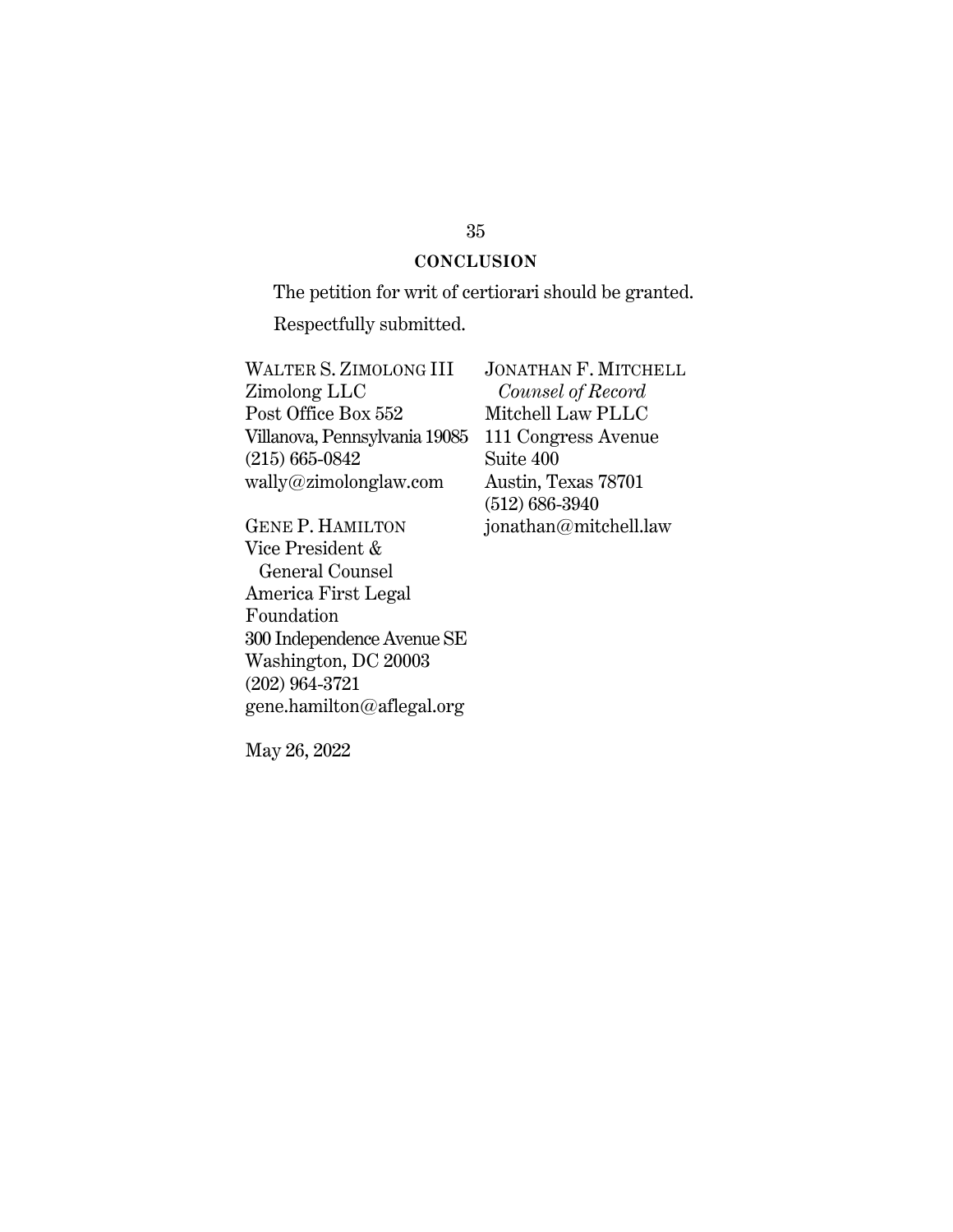## CONCLUSION

The petition for writ of certiorari should be granted.

Respectfully submitted.

WALTER S. ZIMOLONG III
Zimolong LLC
Post Office Box 552
Villanova, Pennsylvania 19085
(215) 665-0842
wally@zimolonglaw.com

GENE P. HAMILTON
Vice President &
General Counsel
America First Legal
Foundation
300 Independence Avenue SE
Washington, DC 20003
(202) 964-3721
gene.hamilton@aflegal.org

JONATHAN F. MITCHELL
*Counsel of Record*
Mitchell Law PLLC
111 Congress Avenue
Suite 400
Austin, Texas 78701
(512) 686-3940
jonathan@mitchell.law

May 26, 2022